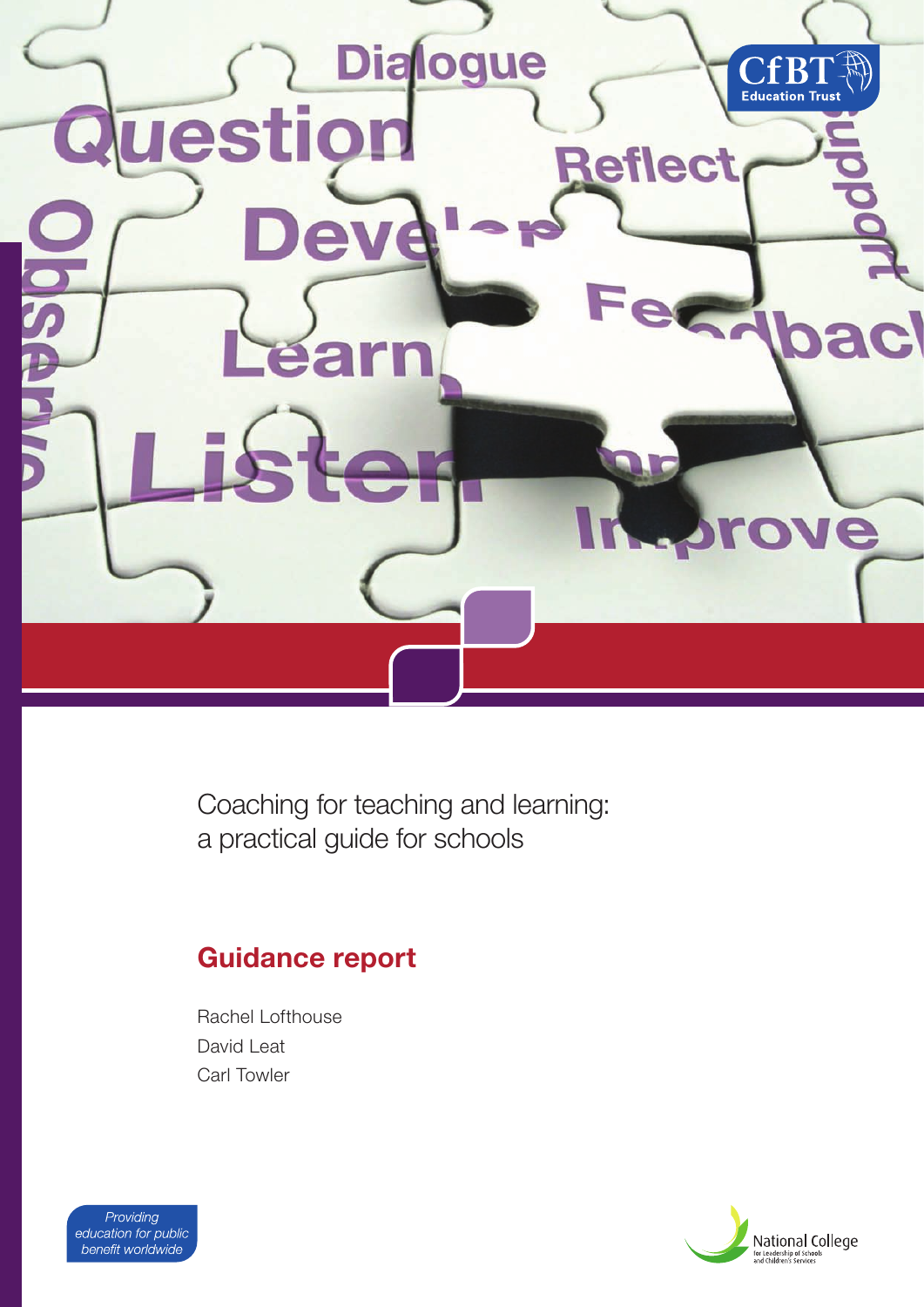# Coaching for teaching and learning: a practical guide for schools

## Guidance report

Rachel Lofthouse
David Leat
Carl Towler

*Providing education for public benefit worldwide*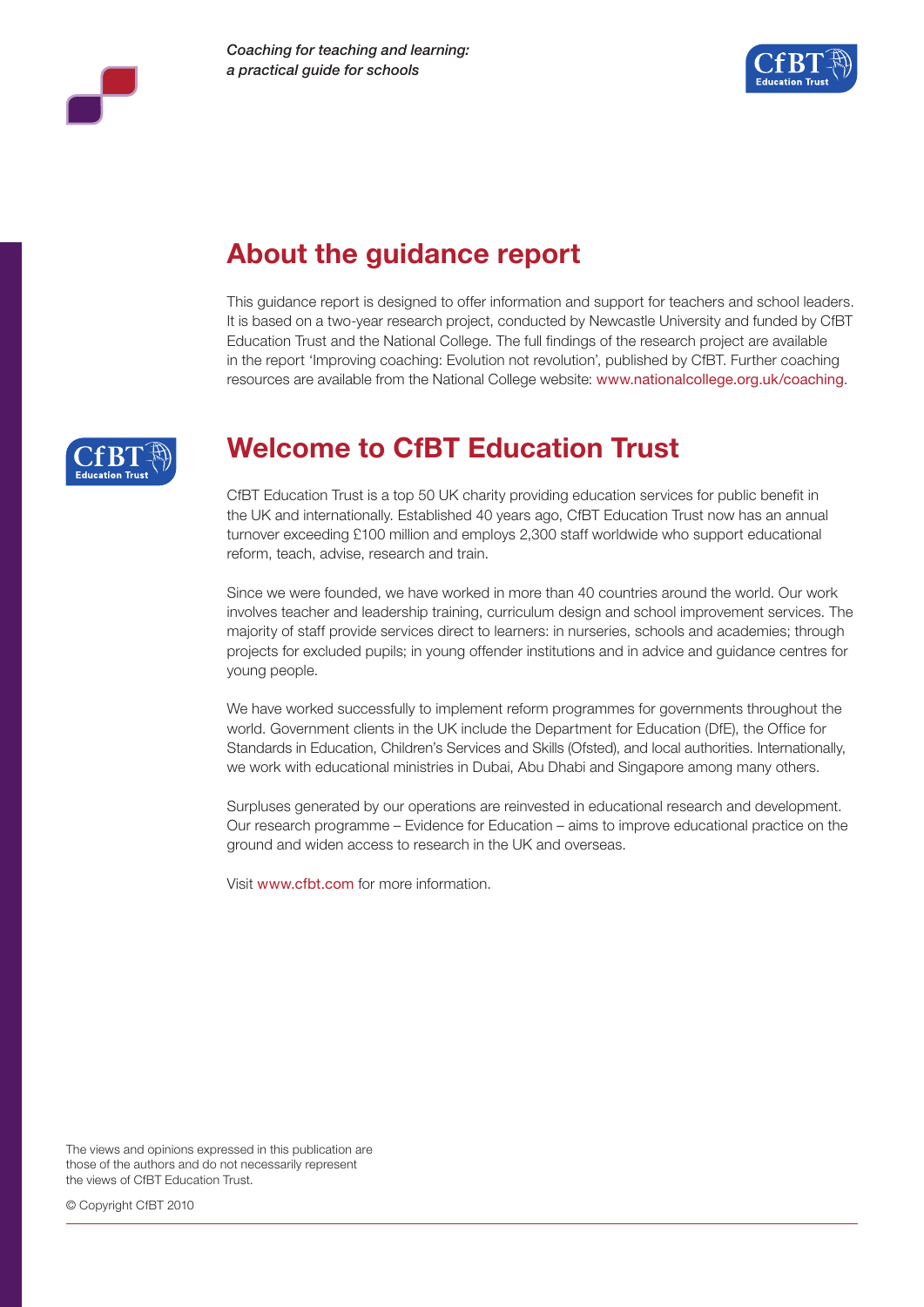## About the guidance report

This guidance report is designed to offer information and support for teachers and school leaders. It is based on a two-year research project, conducted by Newcastle University and funded by CfBT Education Trust and the National College. The full findings of the research project are available in the report 'Improving coaching: Evolution not revolution', published by CfBT. Further coaching resources are available from the National College website: www.nationalcollege.org.uk/coaching.

## Welcome to CfBT Education Trust

CfBT Education Trust is a top 50 UK charity providing education services for public benefit in the UK and internationally. Established 40 years ago, CfBT Education Trust now has an annual turnover exceeding £100 million and employs 2,300 staff worldwide who support educational reform, teach, advise, research and train.

Since we were founded, we have worked in more than 40 countries around the world. Our work involves teacher and leadership training, curriculum design and school improvement services. The majority of staff provide services direct to learners: in nurseries, schools and academies; through projects for excluded pupils; in young offender institutions and in advice and guidance centres for young people.

We have worked successfully to implement reform programmes for governments throughout the world. Government clients in the UK include the Department for Education (DfE), the Office for Standards in Education, Children's Services and Skills (Ofsted), and local authorities. Internationally, we work with educational ministries in Dubai, Abu Dhabi and Singapore among many others.

Surpluses generated by our operations are reinvested in educational research and development. Our research programme – Evidence for Education – aims to improve educational practice on the ground and widen access to research in the UK and overseas.

Visit www.cfbt.com for more information.

The views and opinions expressed in this publication are those of the authors and do not necessarily represent the views of CfBT Education Trust.

© Copyright CfBT 2010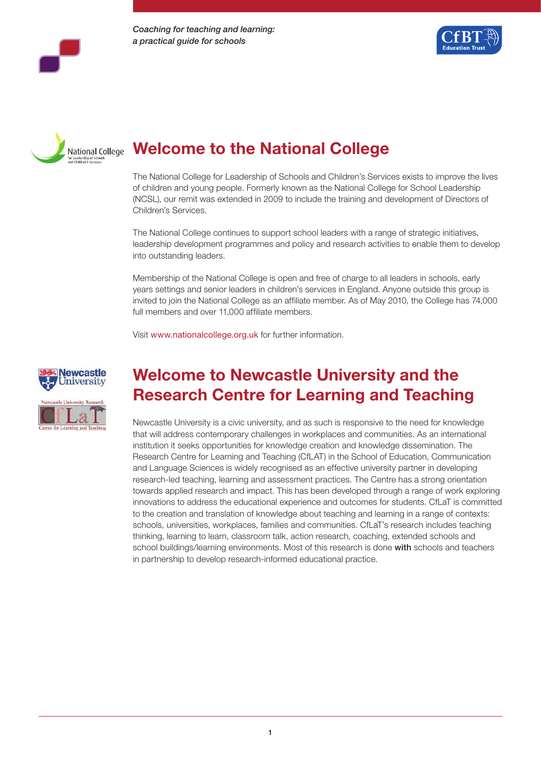## Welcome to the National College

The National College for Leadership of Schools and Children's Services exists to improve the lives of children and young people. Formerly known as the National College for School Leadership (NCSL), our remit was extended in 2009 to include the training and development of Directors of Children's Services.

The National College continues to support school leaders with a range of strategic initiatives, leadership development programmes and policy and research activities to enable them to develop into outstanding leaders.

Membership of the National College is open and free of charge to all leaders in schools, early years settings and senior leaders in children's services in England. Anyone outside this group is invited to join the National College as an affiliate member. As of May 2010, the College has 74,000 full members and over 11,000 affiliate members.

Visit www.nationalcollege.org.uk for further information.

## Welcome to Newcastle University and the Research Centre for Learning and Teaching

Newcastle University is a civic university, and as such is responsive to the need for knowledge that will address contemporary challenges in workplaces and communities. As an international institution it seeks opportunities for knowledge creation and knowledge dissemination. The Research Centre for Learning and Teaching (CfLAT) in the School of Education, Communication and Language Sciences is widely recognised as an effective university partner in developing research-led teaching, learning and assessment practices. The Centre has a strong orientation towards applied research and impact. This has been developed through a range of work exploring innovations to address the educational experience and outcomes for students. CfLaT is committed to the creation and translation of knowledge about teaching and learning in a range of contexts: schools, universities, workplaces, families and communities. CfLaT's research includes teaching thinking, learning to learn, classroom talk, action research, coaching, extended schools and school buildings/learning environments. Most of this research is done **with** schools and teachers in partnership to develop research-informed educational practice.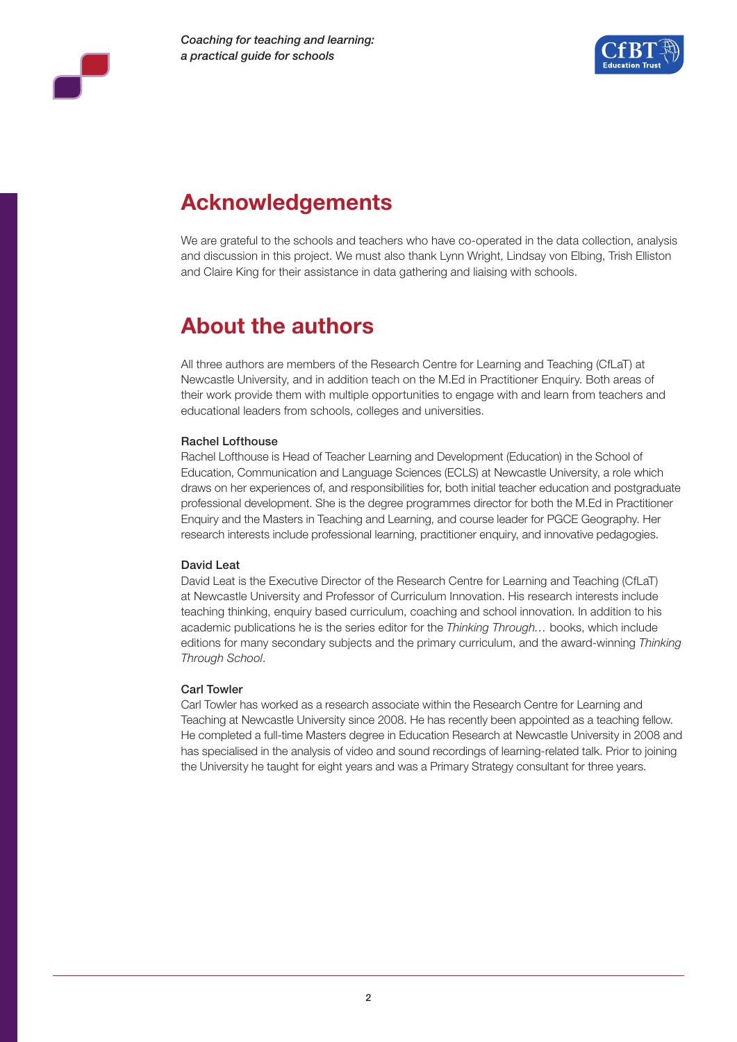## Acknowledgements

We are grateful to the schools and teachers who have co-operated in the data collection, analysis and discussion in this project. We must also thank Lynn Wright, Lindsay von Elbing, Trish Elliston and Claire King for their assistance in data gathering and liaising with schools.

## About the authors

All three authors are members of the Research Centre for Learning and Teaching (CfLaT) at Newcastle University, and in addition teach on the M.Ed in Practitioner Enquiry. Both areas of their work provide them with multiple opportunities to engage with and learn from teachers and educational leaders from schools, colleges and universities.

**Rachel Lofthouse**

Rachel Lofthouse is Head of Teacher Learning and Development (Education) in the School of Education, Communication and Language Sciences (ECLS) at Newcastle University, a role which draws on her experiences of, and responsibilities for, both initial teacher education and postgraduate professional development. She is the degree programmes director for both the M.Ed in Practitioner Enquiry and the Masters in Teaching and Learning, and course leader for PGCE Geography. Her research interests include professional learning, practitioner enquiry, and innovative pedagogies.

**David Leat**

David Leat is the Executive Director of the Research Centre for Learning and Teaching (CfLaT) at Newcastle University and Professor of Curriculum Innovation. His research interests include teaching thinking, enquiry based curriculum, coaching and school innovation. In addition to his academic publications he is the series editor for the *Thinking Through…* books, which include editions for many secondary subjects and the primary curriculum, and the award-winning *Thinking Through School*.

**Carl Towler**

Carl Towler has worked as a research associate within the Research Centre for Learning and Teaching at Newcastle University since 2008. He has recently been appointed as a teaching fellow. He completed a full-time Masters degree in Education Research at Newcastle University in 2008 and has specialised in the analysis of video and sound recordings of learning-related talk. Prior to joining the University he taught for eight years and was a Primary Strategy consultant for three years.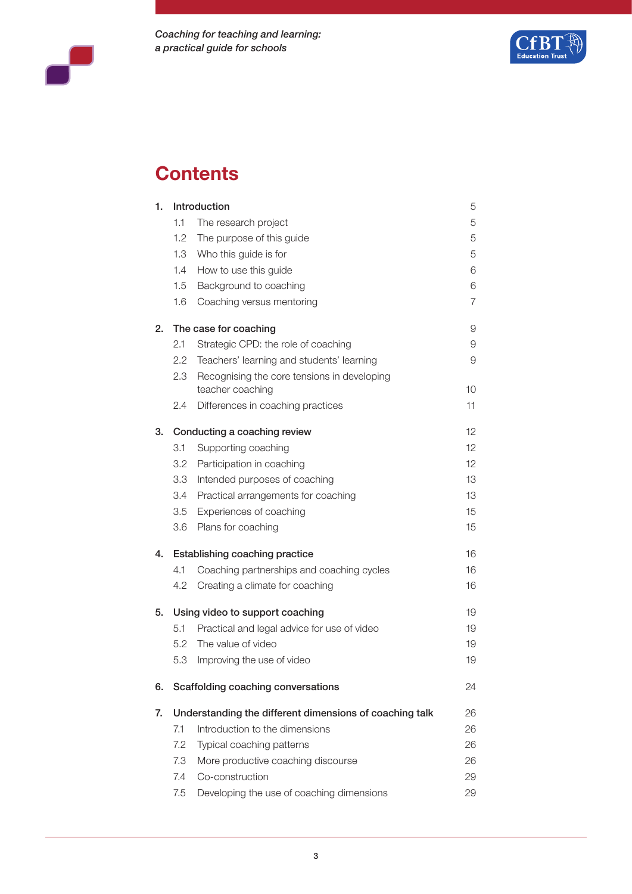# Contents

| | | |
|---|---|---|
| **1.** | **Introduction** | 5 |
| 1.1 | The research project | 5 |
| 1.2 | The purpose of this guide | 5 |
| 1.3 | Who this guide is for | 5 |
| 1.4 | How to use this guide | 6 |
| 1.5 | Background to coaching | 6 |
| 1.6 | Coaching versus mentoring | 7 |
| **2.** | **The case for coaching** | 9 |
| 2.1 | Strategic CPD: the role of coaching | 9 |
| 2.2 | Teachers' learning and students' learning | 9 |
| 2.3 | Recognising the core tensions in developing teacher coaching | 10 |
| 2.4 | Differences in coaching practices | 11 |
| **3.** | **Conducting a coaching review** | 12 |
| 3.1 | Supporting coaching | 12 |
| 3.2 | Participation in coaching | 12 |
| 3.3 | Intended purposes of coaching | 13 |
| 3.4 | Practical arrangements for coaching | 13 |
| 3.5 | Experiences of coaching | 15 |
| 3.6 | Plans for coaching | 15 |
| **4.** | **Establishing coaching practice** | 16 |
| 4.1 | Coaching partnerships and coaching cycles | 16 |
| 4.2 | Creating a climate for coaching | 16 |
| **5.** | **Using video to support coaching** | 19 |
| 5.1 | Practical and legal advice for use of video | 19 |
| 5.2 | The value of video | 19 |
| 5.3 | Improving the use of video | 19 |
| **6.** | **Scaffolding coaching conversations** | 24 |
| **7.** | **Understanding the different dimensions of coaching talk** | 26 |
| 7.1 | Introduction to the dimensions | 26 |
| 7.2 | Typical coaching patterns | 26 |
| 7.3 | More productive coaching discourse | 26 |
| 7.4 | Co-construction | 29 |
| 7.5 | Developing the use of coaching dimensions | 29 |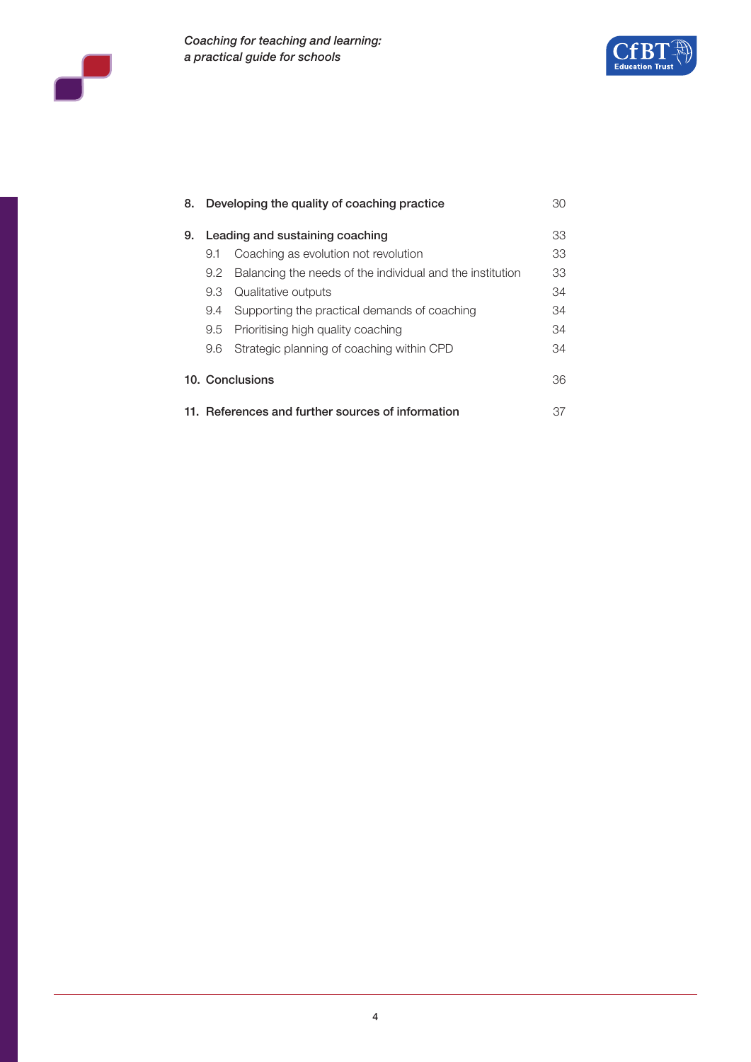| | | |
|---|---|---|
| **8.** | **Developing the quality of coaching practice** | 30 |
| **9.** | **Leading and sustaining coaching** | 33 |
| 9.1 | Coaching as evolution not revolution | 33 |
| 9.2 | Balancing the needs of the individual and the institution | 33 |
| 9.3 | Qualitative outputs | 34 |
| 9.4 | Supporting the practical demands of coaching | 34 |
| 9.5 | Prioritising high quality coaching | 34 |
| 9.6 | Strategic planning of coaching within CPD | 34 |
| **10.** | **Conclusions** | 36 |
| **11.** | **References and further sources of information** | 37 |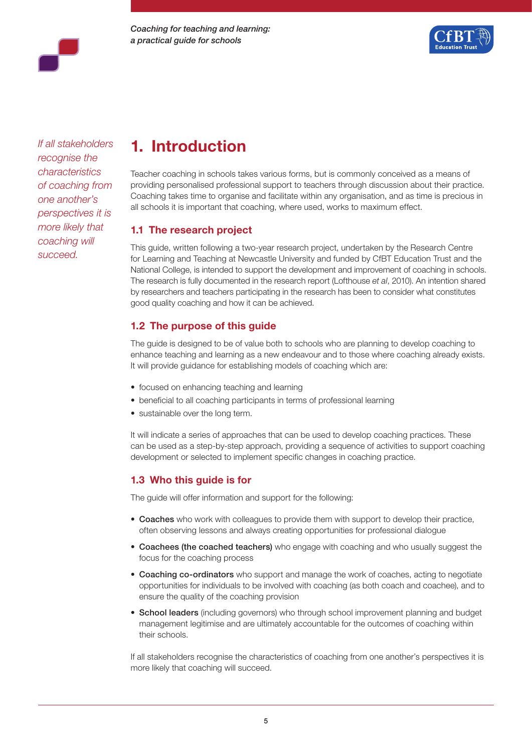*If all stakeholders recognise the characteristics of coaching from one another's perspectives it is more likely that coaching will succeed.*

# 1. Introduction

Teacher coaching in schools takes various forms, but is commonly conceived as a means of providing personalised professional support to teachers through discussion about their practice. Coaching takes time to organise and facilitate within any organisation, and as time is precious in all schools it is important that coaching, where used, works to maximum effect.

## 1.1 The research project

This guide, written following a two-year research project, undertaken by the Research Centre for Learning and Teaching at Newcastle University and funded by CfBT Education Trust and the National College, is intended to support the development and improvement of coaching in schools. The research is fully documented in the research report (Lofthouse *et al*, 2010). An intention shared by researchers and teachers participating in the research has been to consider what constitutes good quality coaching and how it can be achieved.

## 1.2 The purpose of this guide

The guide is designed to be of value both to schools who are planning to develop coaching to enhance teaching and learning as a new endeavour and to those where coaching already exists. It will provide guidance for establishing models of coaching which are:

- focused on enhancing teaching and learning
- beneficial to all coaching participants in terms of professional learning
- sustainable over the long term.

It will indicate a series of approaches that can be used to develop coaching practices. These can be used as a step-by-step approach, providing a sequence of activities to support coaching development or selected to implement specific changes in coaching practice.

## 1.3 Who this guide is for

The guide will offer information and support for the following:

- **Coaches** who work with colleagues to provide them with support to develop their practice, often observing lessons and always creating opportunities for professional dialogue
- **Coachees (the coached teachers)** who engage with coaching and who usually suggest the focus for the coaching process
- **Coaching co-ordinators** who support and manage the work of coaches, acting to negotiate opportunities for individuals to be involved with coaching (as both coach and coachee), and to ensure the quality of the coaching provision
- **School leaders** (including governors) who through school improvement planning and budget management legitimise and are ultimately accountable for the outcomes of coaching within their schools.

If all stakeholders recognise the characteristics of coaching from one another's perspectives it is more likely that coaching will succeed.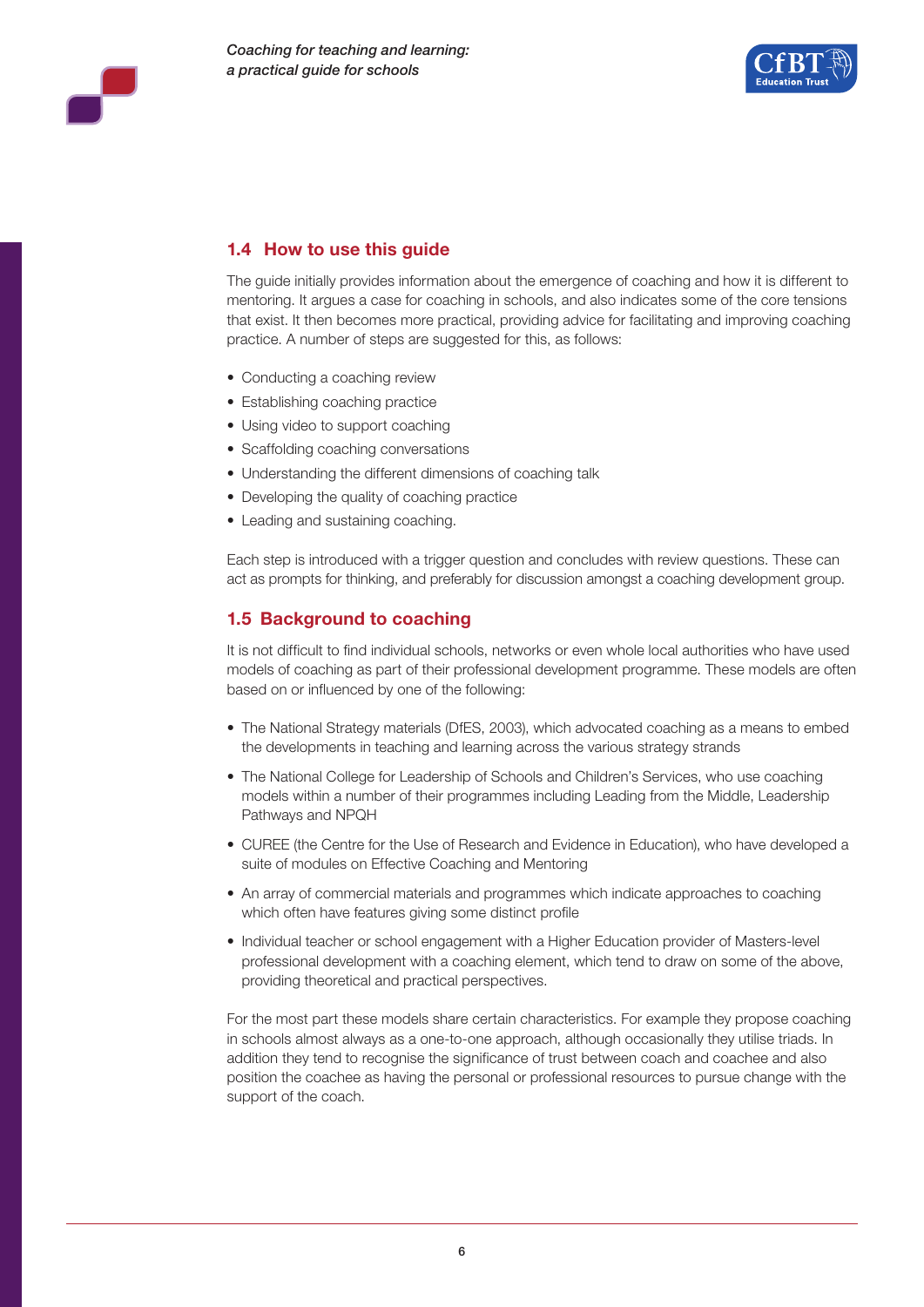## 1.4 How to use this guide

The guide initially provides information about the emergence of coaching and how it is different to mentoring. It argues a case for coaching in schools, and also indicates some of the core tensions that exist. It then becomes more practical, providing advice for facilitating and improving coaching practice. A number of steps are suggested for this, as follows:

- Conducting a coaching review
- Establishing coaching practice
- Using video to support coaching
- Scaffolding coaching conversations
- Understanding the different dimensions of coaching talk
- Developing the quality of coaching practice
- Leading and sustaining coaching.

Each step is introduced with a trigger question and concludes with review questions. These can act as prompts for thinking, and preferably for discussion amongst a coaching development group.

## 1.5 Background to coaching

It is not difficult to find individual schools, networks or even whole local authorities who have used models of coaching as part of their professional development programme. These models are often based on or influenced by one of the following:

- The National Strategy materials (DfES, 2003), which advocated coaching as a means to embed the developments in teaching and learning across the various strategy strands
- The National College for Leadership of Schools and Children's Services, who use coaching models within a number of their programmes including Leading from the Middle, Leadership Pathways and NPQH
- CUREE (the Centre for the Use of Research and Evidence in Education), who have developed a suite of modules on Effective Coaching and Mentoring
- An array of commercial materials and programmes which indicate approaches to coaching which often have features giving some distinct profile
- Individual teacher or school engagement with a Higher Education provider of Masters-level professional development with a coaching element, which tend to draw on some of the above, providing theoretical and practical perspectives.

For the most part these models share certain characteristics. For example they propose coaching in schools almost always as a one-to-one approach, although occasionally they utilise triads. In addition they tend to recognise the significance of trust between coach and coachee and also position the coachee as having the personal or professional resources to pursue change with the support of the coach.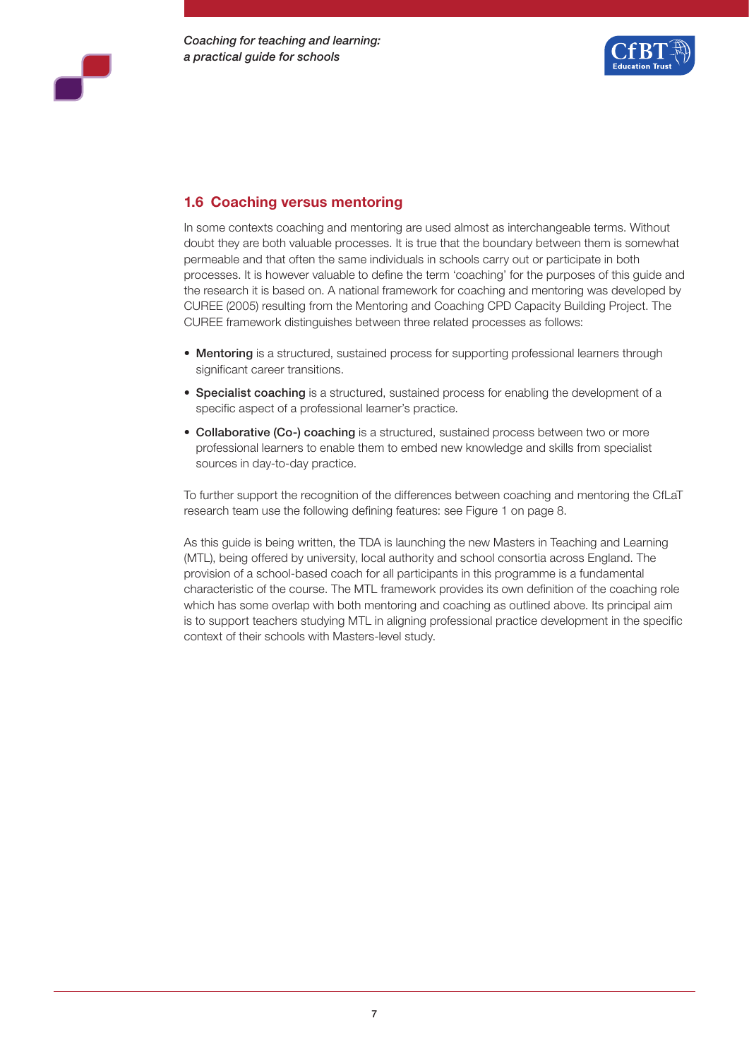## 1.6 Coaching versus mentoring

In some contexts coaching and mentoring are used almost as interchangeable terms. Without doubt they are both valuable processes. It is true that the boundary between them is somewhat permeable and that often the same individuals in schools carry out or participate in both processes. It is however valuable to define the term 'coaching' for the purposes of this guide and the research it is based on. A national framework for coaching and mentoring was developed by CUREE (2005) resulting from the Mentoring and Coaching CPD Capacity Building Project. The CUREE framework distinguishes between three related processes as follows:

- **Mentoring** is a structured, sustained process for supporting professional learners through significant career transitions.
- **Specialist coaching** is a structured, sustained process for enabling the development of a specific aspect of a professional learner's practice.
- **Collaborative (Co-) coaching** is a structured, sustained process between two or more professional learners to enable them to embed new knowledge and skills from specialist sources in day-to-day practice.

To further support the recognition of the differences between coaching and mentoring the CfLaT research team use the following defining features: see Figure 1 on page 8.

As this guide is being written, the TDA is launching the new Masters in Teaching and Learning (MTL), being offered by university, local authority and school consortia across England. The provision of a school-based coach for all participants in this programme is a fundamental characteristic of the course. The MTL framework provides its own definition of the coaching role which has some overlap with both mentoring and coaching as outlined above. Its principal aim is to support teachers studying MTL in aligning professional practice development in the specific context of their schools with Masters-level study.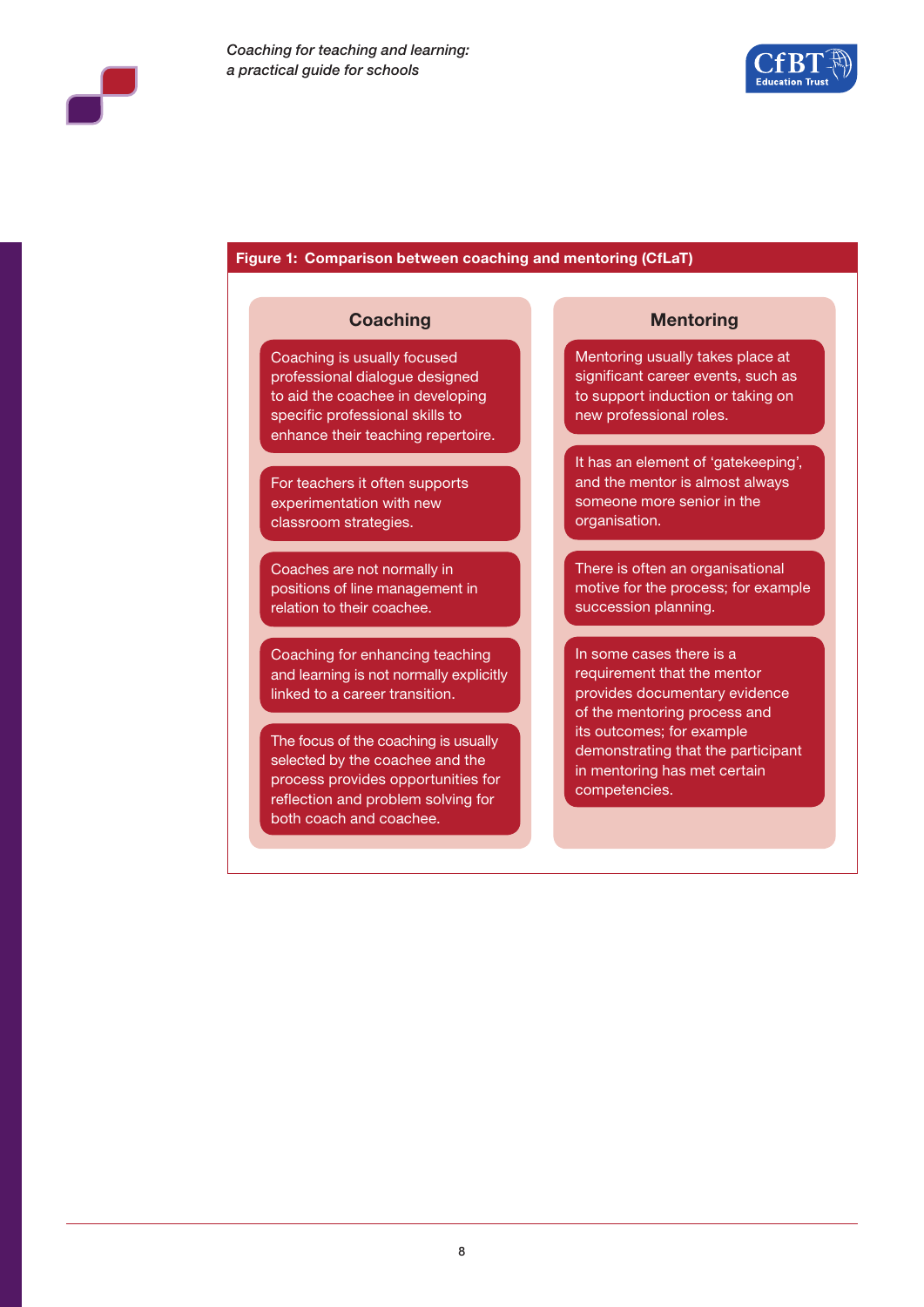**Figure 1: Comparison between coaching and mentoring (CfLaT)**

### Coaching

- Coaching is usually focused professional dialogue designed to aid the coachee in developing specific professional skills to enhance their teaching repertoire.
- For teachers it often supports experimentation with new classroom strategies.
- Coaches are not normally in positions of line management in relation to their coachee.
- Coaching for enhancing teaching and learning is not normally explicitly linked to a career transition.
- The focus of the coaching is usually selected by the coachee and the process provides opportunities for reflection and problem solving for both coach and coachee.

### Mentoring

- Mentoring usually takes place at significant career events, such as to support induction or taking on new professional roles.
- It has an element of 'gatekeeping', and the mentor is almost always someone more senior in the organisation.
- There is often an organisational motive for the process; for example succession planning.
- In some cases there is a requirement that the mentor provides documentary evidence of the mentoring process and its outcomes; for example demonstrating that the participant in mentoring has met certain competencies.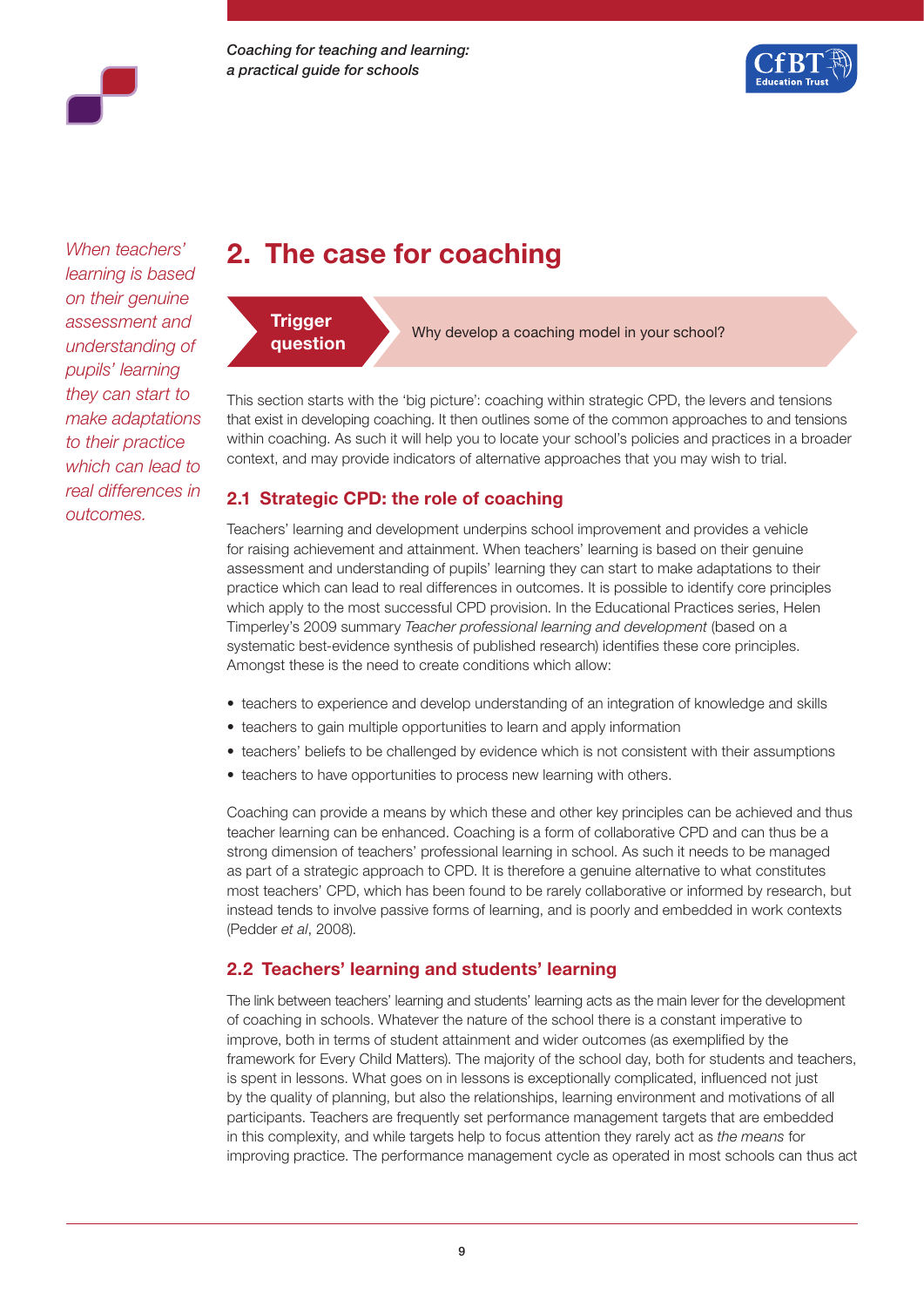*When teachers' learning is based on their genuine assessment and understanding of pupils' learning they can start to make adaptations to their practice which can lead to real differences in outcomes.*

# 2. The case for coaching

**Trigger question** — Why develop a coaching model in your school?

This section starts with the 'big picture': coaching within strategic CPD, the levers and tensions that exist in developing coaching. It then outlines some of the common approaches to and tensions within coaching. As such it will help you to locate your school's policies and practices in a broader context, and may provide indicators of alternative approaches that you may wish to trial.

## 2.1 Strategic CPD: the role of coaching

Teachers' learning and development underpins school improvement and provides a vehicle for raising achievement and attainment. When teachers' learning is based on their genuine assessment and understanding of pupils' learning they can start to make adaptations to their practice which can lead to real differences in outcomes. It is possible to identify core principles which apply to the most successful CPD provision. In the Educational Practices series, Helen Timperley's 2009 summary *Teacher professional learning and development* (based on a systematic best-evidence synthesis of published research) identifies these core principles. Amongst these is the need to create conditions which allow:

- teachers to experience and develop understanding of an integration of knowledge and skills
- teachers to gain multiple opportunities to learn and apply information
- teachers' beliefs to be challenged by evidence which is not consistent with their assumptions
- teachers to have opportunities to process new learning with others.

Coaching can provide a means by which these and other key principles can be achieved and thus teacher learning can be enhanced. Coaching is a form of collaborative CPD and can thus be a strong dimension of teachers' professional learning in school. As such it needs to be managed as part of a strategic approach to CPD. It is therefore a genuine alternative to what constitutes most teachers' CPD, which has been found to be rarely collaborative or informed by research, but instead tends to involve passive forms of learning, and is poorly and embedded in work contexts (Pedder *et al*, 2008).

## 2.2 Teachers' learning and students' learning

The link between teachers' learning and students' learning acts as the main lever for the development of coaching in schools. Whatever the nature of the school there is a constant imperative to improve, both in terms of student attainment and wider outcomes (as exemplified by the framework for Every Child Matters). The majority of the school day, both for students and teachers, is spent in lessons. What goes on in lessons is exceptionally complicated, influenced not just by the quality of planning, but also the relationships, learning environment and motivations of all participants. Teachers are frequently set performance management targets that are embedded in this complexity, and while targets help to focus attention they rarely act as *the means* for improving practice. The performance management cycle as operated in most schools can thus act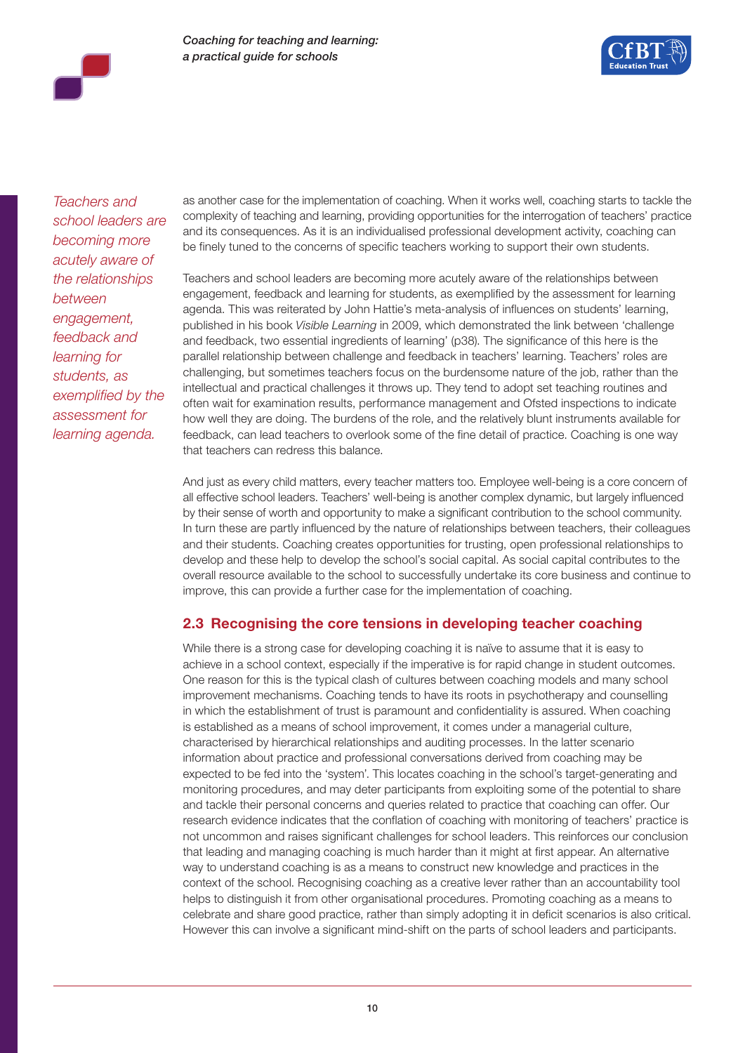*Teachers and school leaders are becoming more acutely aware of the relationships between engagement, feedback and learning for students, as exemplified by the assessment for learning agenda.*

as another case for the implementation of coaching. When it works well, coaching starts to tackle the complexity of teaching and learning, providing opportunities for the interrogation of teachers' practice and its consequences. As it is an individualised professional development activity, coaching can be finely tuned to the concerns of specific teachers working to support their own students.

Teachers and school leaders are becoming more acutely aware of the relationships between engagement, feedback and learning for students, as exemplified by the assessment for learning agenda. This was reiterated by John Hattie's meta-analysis of influences on students' learning, published in his book *Visible Learning* in 2009, which demonstrated the link between 'challenge and feedback, two essential ingredients of learning' (p38). The significance of this here is the parallel relationship between challenge and feedback in teachers' learning. Teachers' roles are challenging, but sometimes teachers focus on the burdensome nature of the job, rather than the intellectual and practical challenges it throws up. They tend to adopt set teaching routines and often wait for examination results, performance management and Ofsted inspections to indicate how well they are doing. The burdens of the role, and the relatively blunt instruments available for feedback, can lead teachers to overlook some of the fine detail of practice. Coaching is one way that teachers can redress this balance.

And just as every child matters, every teacher matters too. Employee well-being is a core concern of all effective school leaders. Teachers' well-being is another complex dynamic, but largely influenced by their sense of worth and opportunity to make a significant contribution to the school community. In turn these are partly influenced by the nature of relationships between teachers, their colleagues and their students. Coaching creates opportunities for trusting, open professional relationships to develop and these help to develop the school's social capital. As social capital contributes to the overall resource available to the school to successfully undertake its core business and continue to improve, this can provide a further case for the implementation of coaching.

## 2.3 Recognising the core tensions in developing teacher coaching

While there is a strong case for developing coaching it is naïve to assume that it is easy to achieve in a school context, especially if the imperative is for rapid change in student outcomes. One reason for this is the typical clash of cultures between coaching models and many school improvement mechanisms. Coaching tends to have its roots in psychotherapy and counselling in which the establishment of trust is paramount and confidentiality is assured. When coaching is established as a means of school improvement, it comes under a managerial culture, characterised by hierarchical relationships and auditing processes. In the latter scenario information about practice and professional conversations derived from coaching may be expected to be fed into the 'system'. This locates coaching in the school's target-generating and monitoring procedures, and may deter participants from exploiting some of the potential to share and tackle their personal concerns and queries related to practice that coaching can offer. Our research evidence indicates that the conflation of coaching with monitoring of teachers' practice is not uncommon and raises significant challenges for school leaders. This reinforces our conclusion that leading and managing coaching is much harder than it might at first appear. An alternative way to understand coaching is as a means to construct new knowledge and practices in the context of the school. Recognising coaching as a creative lever rather than an accountability tool helps to distinguish it from other organisational procedures. Promoting coaching as a means to celebrate and share good practice, rather than simply adopting it in deficit scenarios is also critical. However this can involve a significant mind-shift on the parts of school leaders and participants.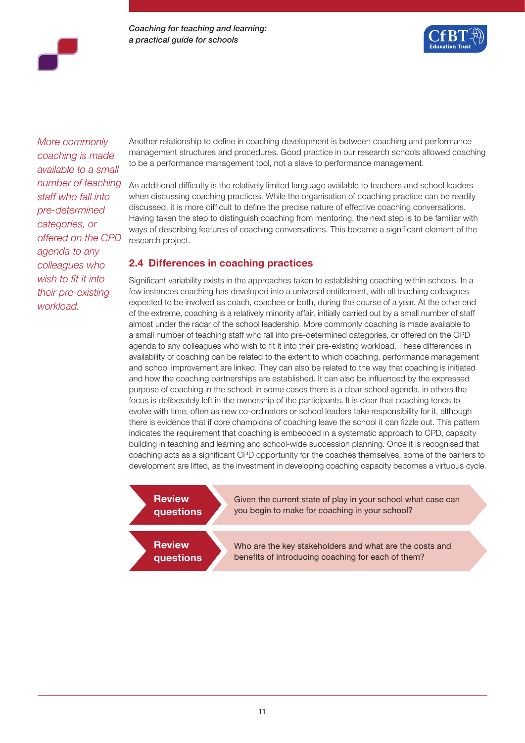*More commonly coaching is made available to a small number of teaching staff who fall into pre-determined categories, or offered on the CPD agenda to any colleagues who wish to fit it into their pre-existing workload.*

Another relationship to define in coaching development is between coaching and performance management structures and procedures. Good practice in our research schools allowed coaching to be a performance management tool, not a slave to performance management.

An additional difficulty is the relatively limited language available to teachers and school leaders when discussing coaching practices. While the organisation of coaching practice can be readily discussed, it is more difficult to define the precise nature of effective coaching conversations. Having taken the step to distinguish coaching from mentoring, the next step is to be familiar with ways of describing features of coaching conversations. This became a significant element of the research project.

## 2.4 Differences in coaching practices

Significant variability exists in the approaches taken to establishing coaching within schools. In a few instances coaching has developed into a universal entitlement, with all teaching colleagues expected to be involved as coach, coachee or both, during the course of a year. At the other end of the extreme, coaching is a relatively minority affair, initially carried out by a small number of staff almost under the radar of the school leadership. More commonly coaching is made available to a small number of teaching staff who fall into pre-determined categories, or offered on the CPD agenda to any colleagues who wish to fit it into their pre-existing workload. These differences in availability of coaching can be related to the extent to which coaching, performance management and school improvement are linked. They can also be related to the way that coaching is initiated and how the coaching partnerships are established. It can also be influenced by the expressed purpose of coaching in the school; in some cases there is a clear school agenda, in others the focus is deliberately left in the ownership of the participants. It is clear that coaching tends to evolve with time, often as new co-ordinators or school leaders take responsibility for it, although there is evidence that if core champions of coaching leave the school it can fizzle out. This pattern indicates the requirement that coaching is embedded in a systematic approach to CPD, capacity building in teaching and learning and school-wide succession planning. Once it is recognised that coaching acts as a significant CPD opportunity for the coaches themselves, some of the barriers to development are lifted, as the investment in developing coaching capacity becomes a virtuous cycle.

**Review questions**

Given the current state of play in your school what case can you begin to make for coaching in your school?

**Review questions**

Who are the key stakeholders and what are the costs and benefits of introducing coaching for each of them?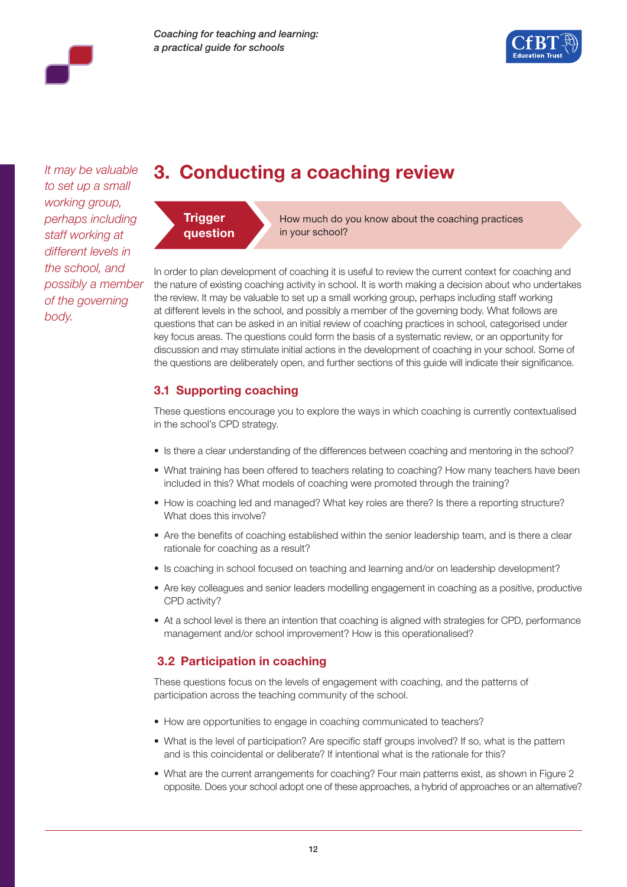*It may be valuable to set up a small working group, perhaps including staff working at different levels in the school, and possibly a member of the governing body.*

# 3. Conducting a coaching review

**Trigger question** — How much do you know about the coaching practices in your school?

In order to plan development of coaching it is useful to review the current context for coaching and the nature of existing coaching activity in school. It is worth making a decision about who undertakes the review. It may be valuable to set up a small working group, perhaps including staff working at different levels in the school, and possibly a member of the governing body. What follows are questions that can be asked in an initial review of coaching practices in school, categorised under key focus areas. The questions could form the basis of a systematic review, or an opportunity for discussion and may stimulate initial actions in the development of coaching in your school. Some of the questions are deliberately open, and further sections of this guide will indicate their significance.

## 3.1 Supporting coaching

These questions encourage you to explore the ways in which coaching is currently contextualised in the school's CPD strategy.

- Is there a clear understanding of the differences between coaching and mentoring in the school?
- What training has been offered to teachers relating to coaching? How many teachers have been included in this? What models of coaching were promoted through the training?
- How is coaching led and managed? What key roles are there? Is there a reporting structure? What does this involve?
- Are the benefits of coaching established within the senior leadership team, and is there a clear rationale for coaching as a result?
- Is coaching in school focused on teaching and learning and/or on leadership development?
- Are key colleagues and senior leaders modelling engagement in coaching as a positive, productive CPD activity?
- At a school level is there an intention that coaching is aligned with strategies for CPD, performance management and/or school improvement? How is this operationalised?

## 3.2 Participation in coaching

These questions focus on the levels of engagement with coaching, and the patterns of participation across the teaching community of the school.

- How are opportunities to engage in coaching communicated to teachers?
- What is the level of participation? Are specific staff groups involved? If so, what is the pattern and is this coincidental or deliberate? If intentional what is the rationale for this?
- What are the current arrangements for coaching? Four main patterns exist, as shown in Figure 2 opposite. Does your school adopt one of these approaches, a hybrid of approaches or an alternative?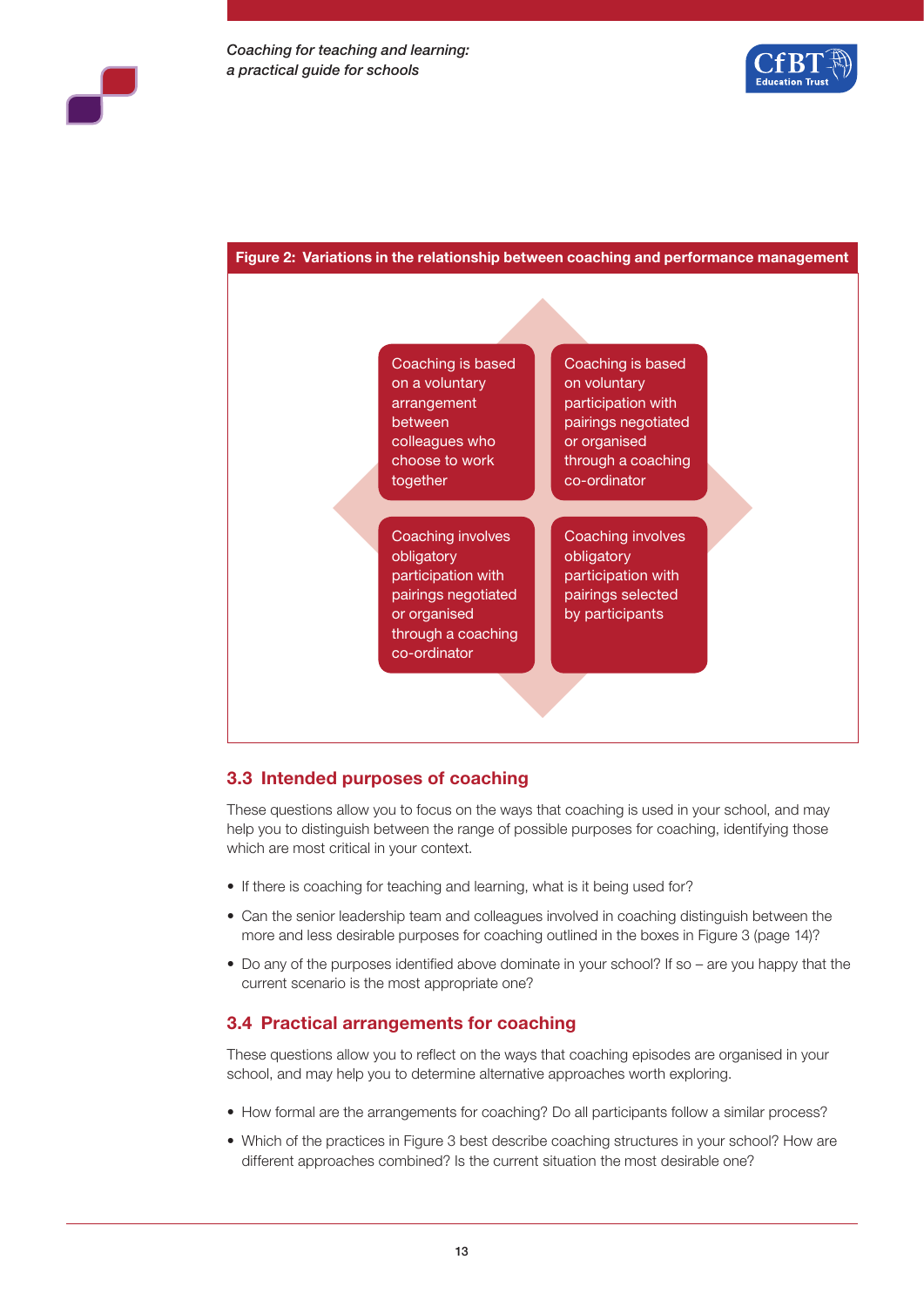**Figure 2: Variations in the relationship between coaching and performance management**

| | |
|---|---|
| Coaching is based on a voluntary arrangement between colleagues who choose to work together | Coaching is based on voluntary participation with pairings negotiated or organised through a coaching co-ordinator |
| Coaching involves obligatory participation with pairings negotiated or organised through a coaching co-ordinator | Coaching involves obligatory participation with pairings selected by participants |

## 3.3 Intended purposes of coaching

These questions allow you to focus on the ways that coaching is used in your school, and may help you to distinguish between the range of possible purposes for coaching, identifying those which are most critical in your context.

- If there is coaching for teaching and learning, what is it being used for?
- Can the senior leadership team and colleagues involved in coaching distinguish between the more and less desirable purposes for coaching outlined in the boxes in Figure 3 (page 14)?
- Do any of the purposes identified above dominate in your school? If so – are you happy that the current scenario is the most appropriate one?

## 3.4 Practical arrangements for coaching

These questions allow you to reflect on the ways that coaching episodes are organised in your school, and may help you to determine alternative approaches worth exploring.

- How formal are the arrangements for coaching? Do all participants follow a similar process?
- Which of the practices in Figure 3 best describe coaching structures in your school? How are different approaches combined? Is the current situation the most desirable one?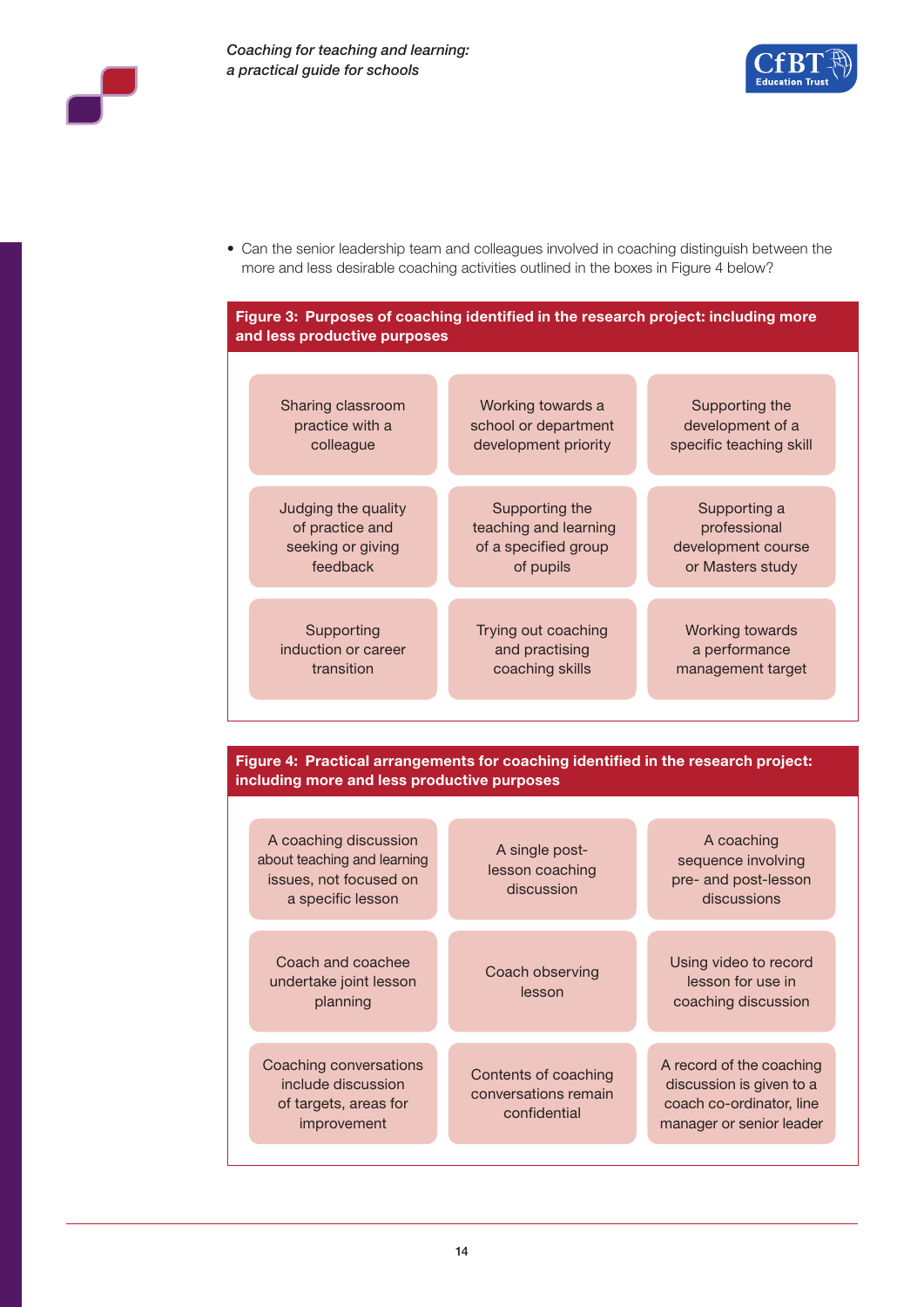- Can the senior leadership team and colleagues involved in coaching distinguish between the more and less desirable coaching activities outlined in the boxes in Figure 4 below?

**Figure 3: Purposes of coaching identified in the research project: including more and less productive purposes**

| | | |
|---|---|---|
| Sharing classroom practice with a colleague | Working towards a school or department development priority | Supporting the development of a specific teaching skill |
| Judging the quality of practice and seeking or giving feedback | Supporting the teaching and learning of a specified group of pupils | Supporting a professional development course or Masters study |
| Supporting induction or career transition | Trying out coaching and practising coaching skills | Working towards a performance management target |

**Figure 4: Practical arrangements for coaching identified in the research project: including more and less productive purposes**

| | | |
|---|---|---|
| A coaching discussion about teaching and learning issues, not focused on a specific lesson | A single post-lesson coaching discussion | A coaching sequence involving pre- and post-lesson discussions |
| Coach and coachee undertake joint lesson planning | Coach observing lesson | Using video to record lesson for use in coaching discussion |
| Coaching conversations include discussion of targets, areas for improvement | Contents of coaching conversations remain confidential | A record of the coaching discussion is given to a coach co-ordinator, line manager or senior leader |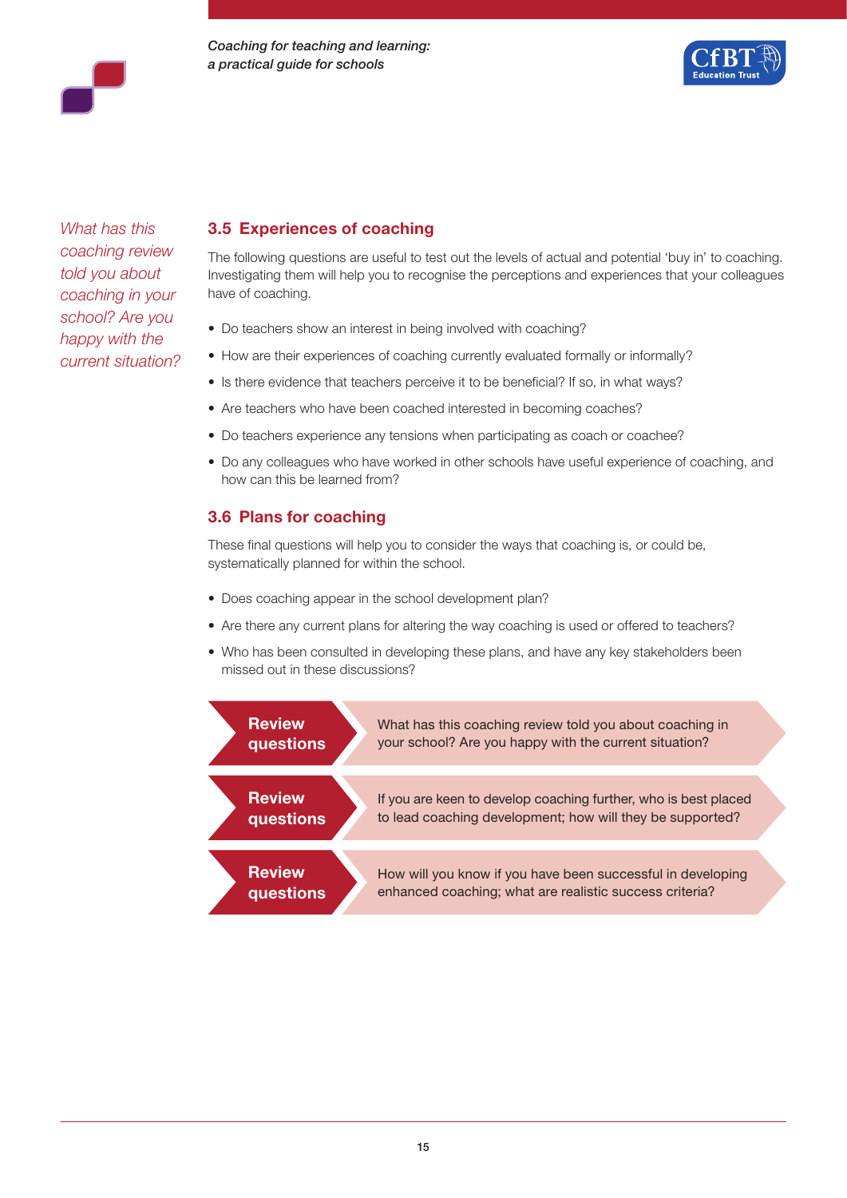*What has this coaching review told you about coaching in your school? Are you happy with the current situation?*

## 3.5 Experiences of coaching

The following questions are useful to test out the levels of actual and potential 'buy in' to coaching. Investigating them will help you to recognise the perceptions and experiences that your colleagues have of coaching.

- Do teachers show an interest in being involved with coaching?
- How are their experiences of coaching currently evaluated formally or informally?
- Is there evidence that teachers perceive it to be beneficial? If so, in what ways?
- Are teachers who have been coached interested in becoming coaches?
- Do teachers experience any tensions when participating as coach or coachee?
- Do any colleagues who have worked in other schools have useful experience of coaching, and how can this be learned from?

## 3.6 Plans for coaching

These final questions will help you to consider the ways that coaching is, or could be, systematically planned for within the school.

- Does coaching appear in the school development plan?
- Are there any current plans for altering the way coaching is used or offered to teachers?
- Who has been consulted in developing these plans, and have any key stakeholders been missed out in these discussions?

**Review questions**

What has this coaching review told you about coaching in your school? Are you happy with the current situation?

**Review questions**

If you are keen to develop coaching further, who is best placed to lead coaching development; how will they be supported?

**Review questions**

How will you know if you have been successful in developing enhanced coaching; what are realistic success criteria?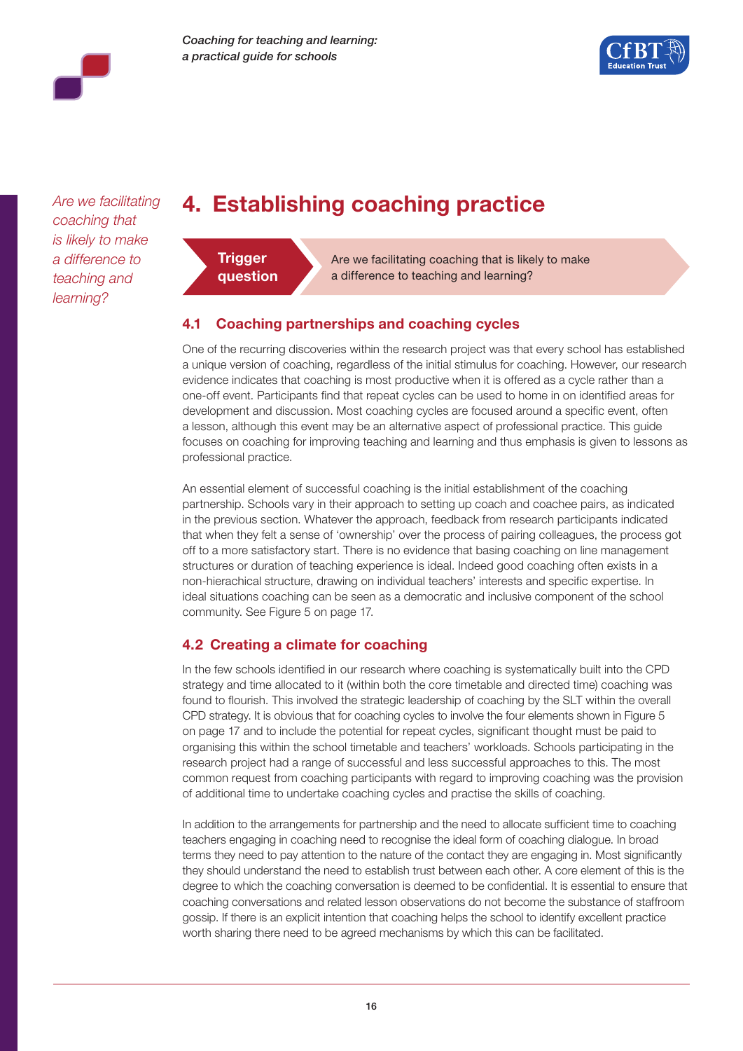*Are we facilitating coaching that is likely to make a difference to teaching and learning?*

# 4. Establishing coaching practice

**Trigger question**

Are we facilitating coaching that is likely to make a difference to teaching and learning?

## 4.1 Coaching partnerships and coaching cycles

One of the recurring discoveries within the research project was that every school has established a unique version of coaching, regardless of the initial stimulus for coaching. However, our research evidence indicates that coaching is most productive when it is offered as a cycle rather than a one-off event. Participants find that repeat cycles can be used to home in on identified areas for development and discussion. Most coaching cycles are focused around a specific event, often a lesson, although this event may be an alternative aspect of professional practice. This guide focuses on coaching for improving teaching and learning and thus emphasis is given to lessons as professional practice.

An essential element of successful coaching is the initial establishment of the coaching partnership. Schools vary in their approach to setting up coach and coachee pairs, as indicated in the previous section. Whatever the approach, feedback from research participants indicated that when they felt a sense of 'ownership' over the process of pairing colleagues, the process got off to a more satisfactory start. There is no evidence that basing coaching on line management structures or duration of teaching experience is ideal. Indeed good coaching often exists in a non-hierachical structure, drawing on individual teachers' interests and specific expertise. In ideal situations coaching can be seen as a democratic and inclusive component of the school community. See Figure 5 on page 17.

## 4.2 Creating a climate for coaching

In the few schools identified in our research where coaching is systematically built into the CPD strategy and time allocated to it (within both the core timetable and directed time) coaching was found to flourish. This involved the strategic leadership of coaching by the SLT within the overall CPD strategy. It is obvious that for coaching cycles to involve the four elements shown in Figure 5 on page 17 and to include the potential for repeat cycles, significant thought must be paid to organising this within the school timetable and teachers' workloads. Schools participating in the research project had a range of successful and less successful approaches to this. The most common request from coaching participants with regard to improving coaching was the provision of additional time to undertake coaching cycles and practise the skills of coaching.

In addition to the arrangements for partnership and the need to allocate sufficient time to coaching teachers engaging in coaching need to recognise the ideal form of coaching dialogue. In broad terms they need to pay attention to the nature of the contact they are engaging in. Most significantly they should understand the need to establish trust between each other. A core element of this is the degree to which the coaching conversation is deemed to be confidential. It is essential to ensure that coaching conversations and related lesson observations do not become the substance of staffroom gossip. If there is an explicit intention that coaching helps the school to identify excellent practice worth sharing there need to be agreed mechanisms by which this can be facilitated.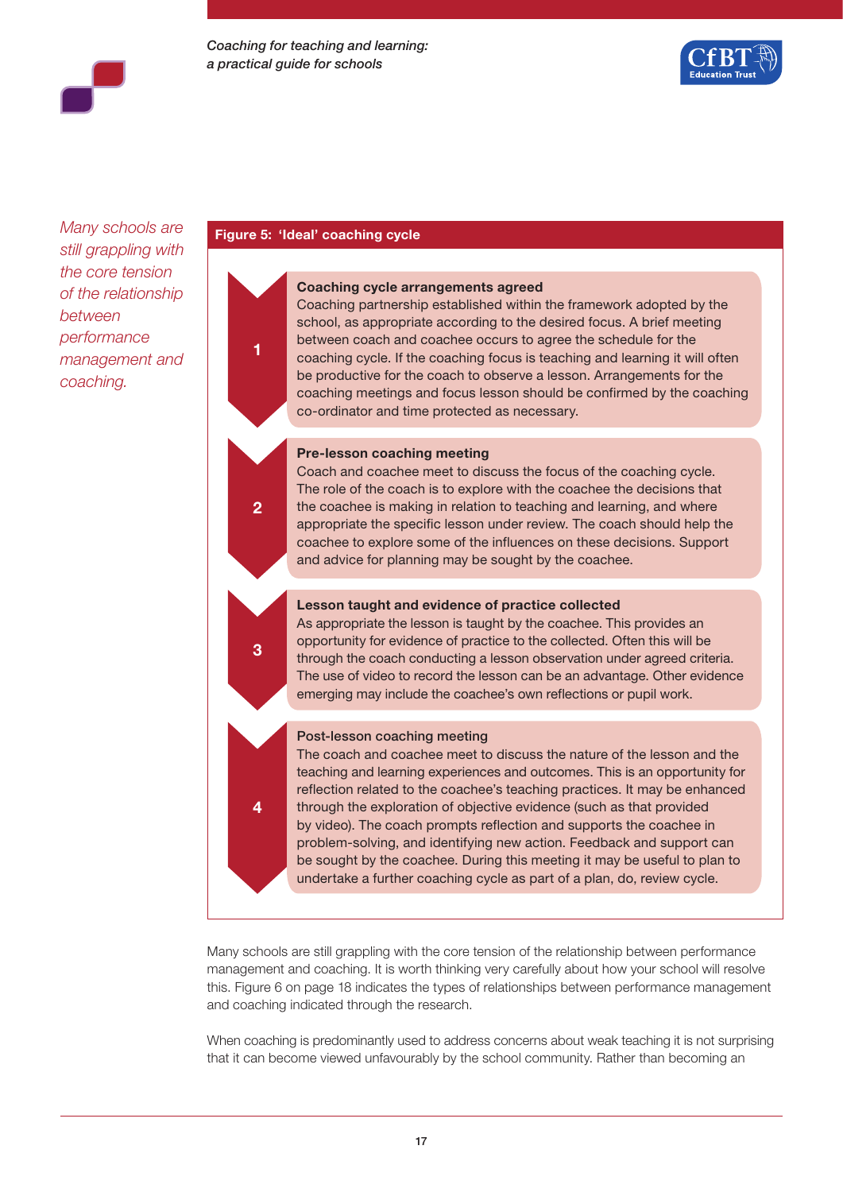*Many schools are still grappling with the core tension of the relationship between performance management and coaching.*

**Figure 5: 'Ideal' coaching cycle**

**1 — Coaching cycle arrangements agreed**
Coaching partnership established within the framework adopted by the school, as appropriate according to the desired focus. A brief meeting between coach and coachee occurs to agree the schedule for the coaching cycle. If the coaching focus is teaching and learning it will often be productive for the coach to observe a lesson. Arrangements for the coaching meetings and focus lesson should be confirmed by the coaching co-ordinator and time protected as necessary.

**2 — Pre-lesson coaching meeting**
Coach and coachee meet to discuss the focus of the coaching cycle. The role of the coach is to explore with the coachee the decisions that the coachee is making in relation to teaching and learning, and where appropriate the specific lesson under review. The coach should help the coachee to explore some of the influences on these decisions. Support and advice for planning may be sought by the coachee.

**3 — Lesson taught and evidence of practice collected**
As appropriate the lesson is taught by the coachee. This provides an opportunity for evidence of practice to the collected. Often this will be through the coach conducting a lesson observation under agreed criteria. The use of video to record the lesson can be an advantage. Other evidence emerging may include the coachee's own reflections or pupil work.

**4 — Post-lesson coaching meeting**
The coach and coachee meet to discuss the nature of the lesson and the teaching and learning experiences and outcomes. This is an opportunity for reflection related to the coachee's teaching practices. It may be enhanced through the exploration of objective evidence (such as that provided by video). The coach prompts reflection and supports the coachee in problem-solving, and identifying new action. Feedback and support can be sought by the coachee. During this meeting it may be useful to plan to undertake a further coaching cycle as part of a plan, do, review cycle.

Many schools are still grappling with the core tension of the relationship between performance management and coaching. It is worth thinking very carefully about how your school will resolve this. Figure 6 on page 18 indicates the types of relationships between performance management and coaching indicated through the research.

When coaching is predominantly used to address concerns about weak teaching it is not surprising that it can become viewed unfavourably by the school community. Rather than becoming an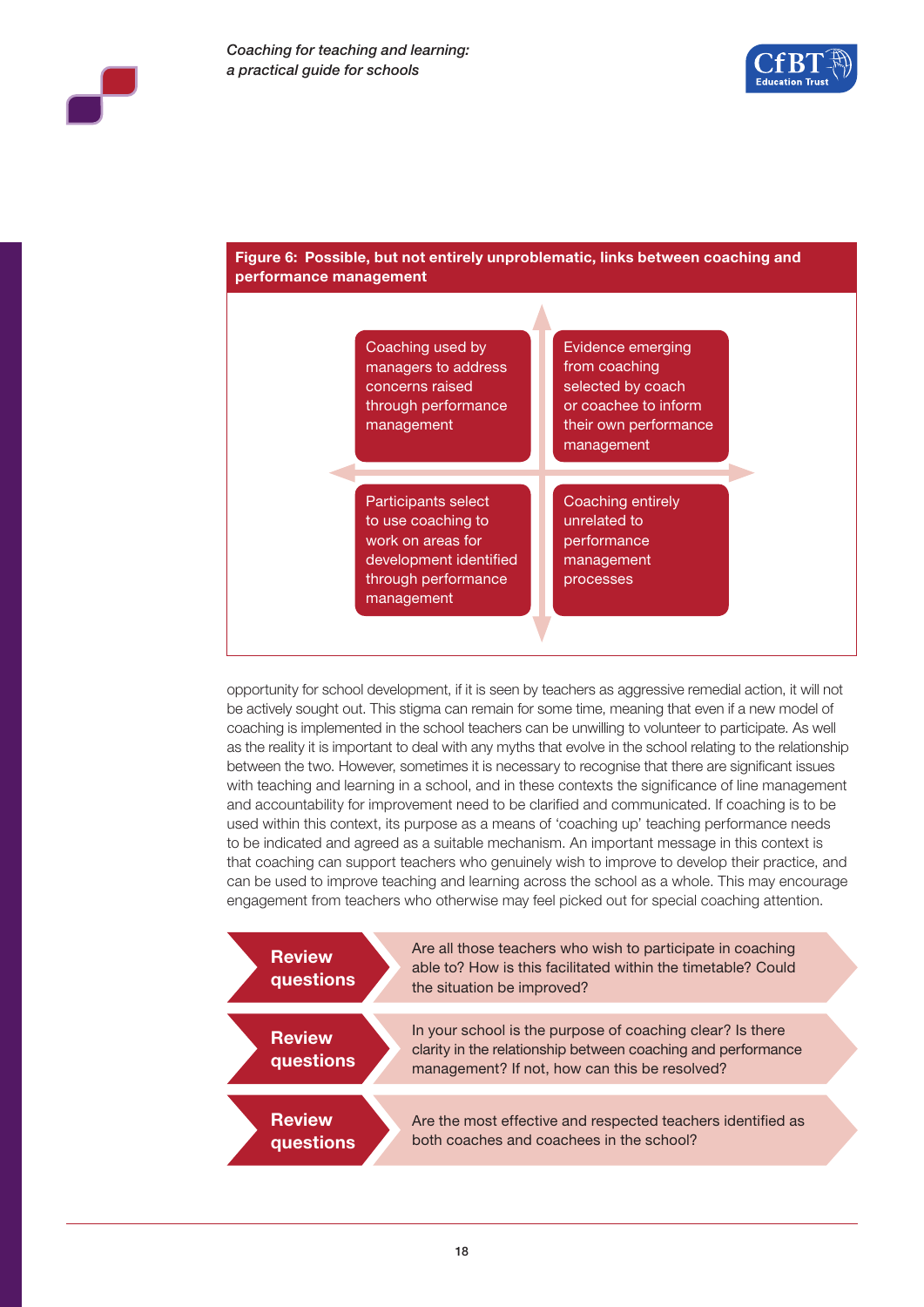**Figure 6: Possible, but not entirely unproblematic, links between coaching and performance management**

| | |
|---|---|
| Coaching used by managers to address concerns raised through performance management | Evidence emerging from coaching selected by coach or coachee to inform their own performance management |
| Participants select to use coaching to work on areas for development identified through performance management | Coaching entirely unrelated to performance management processes |

opportunity for school development, if it is seen by teachers as aggressive remedial action, it will not be actively sought out. This stigma can remain for some time, meaning that even if a new model of coaching is implemented in the school teachers can be unwilling to volunteer to participate. As well as the reality it is important to deal with any myths that evolve in the school relating to the relationship between the two. However, sometimes it is necessary to recognise that there are significant issues with teaching and learning in a school, and in these contexts the significance of line management and accountability for improvement need to be clarified and communicated. If coaching is to be used within this context, its purpose as a means of 'coaching up' teaching performance needs to be indicated and agreed as a suitable mechanism. An important message in this context is that coaching can support teachers who genuinely wish to improve to develop their practice, and can be used to improve teaching and learning across the school as a whole. This may encourage engagement from teachers who otherwise may feel picked out for special coaching attention.

**Review questions**

Are all those teachers who wish to participate in coaching able to? How is this facilitated within the timetable? Could the situation be improved?

**Review questions**

In your school is the purpose of coaching clear? Is there clarity in the relationship between coaching and performance management? If not, how can this be resolved?

**Review questions**

Are the most effective and respected teachers identified as both coaches and coachees in the school?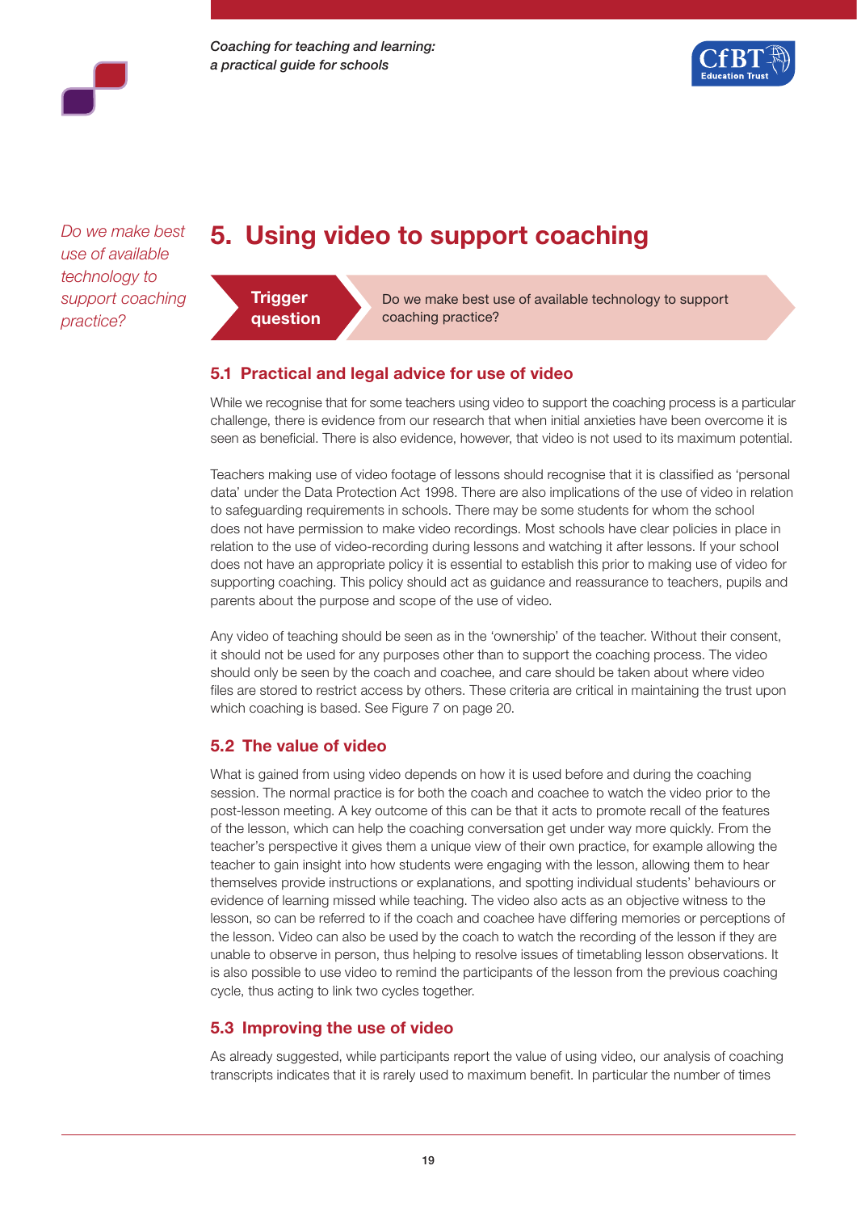*Do we make best use of available technology to support coaching practice?*

# 5. Using video to support coaching

**Trigger question**

Do we make best use of available technology to support coaching practice?

## 5.1 Practical and legal advice for use of video

While we recognise that for some teachers using video to support the coaching process is a particular challenge, there is evidence from our research that when initial anxieties have been overcome it is seen as beneficial. There is also evidence, however, that video is not used to its maximum potential.

Teachers making use of video footage of lessons should recognise that it is classified as 'personal data' under the Data Protection Act 1998. There are also implications of the use of video in relation to safeguarding requirements in schools. There may be some students for whom the school does not have permission to make video recordings. Most schools have clear policies in place in relation to the use of video-recording during lessons and watching it after lessons. If your school does not have an appropriate policy it is essential to establish this prior to making use of video for supporting coaching. This policy should act as guidance and reassurance to teachers, pupils and parents about the purpose and scope of the use of video.

Any video of teaching should be seen as in the 'ownership' of the teacher. Without their consent, it should not be used for any purposes other than to support the coaching process. The video should only be seen by the coach and coachee, and care should be taken about where video files are stored to restrict access by others. These criteria are critical in maintaining the trust upon which coaching is based. See Figure 7 on page 20.

## 5.2 The value of video

What is gained from using video depends on how it is used before and during the coaching session. The normal practice is for both the coach and coachee to watch the video prior to the post-lesson meeting. A key outcome of this can be that it acts to promote recall of the features of the lesson, which can help the coaching conversation get under way more quickly. From the teacher's perspective it gives them a unique view of their own practice, for example allowing the teacher to gain insight into how students were engaging with the lesson, allowing them to hear themselves provide instructions or explanations, and spotting individual students' behaviours or evidence of learning missed while teaching. The video also acts as an objective witness to the lesson, so can be referred to if the coach and coachee have differing memories or perceptions of the lesson. Video can also be used by the coach to watch the recording of the lesson if they are unable to observe in person, thus helping to resolve issues of timetabling lesson observations. It is also possible to use video to remind the participants of the lesson from the previous coaching cycle, thus acting to link two cycles together.

## 5.3 Improving the use of video

As already suggested, while participants report the value of using video, our analysis of coaching transcripts indicates that it is rarely used to maximum benefit. In particular the number of times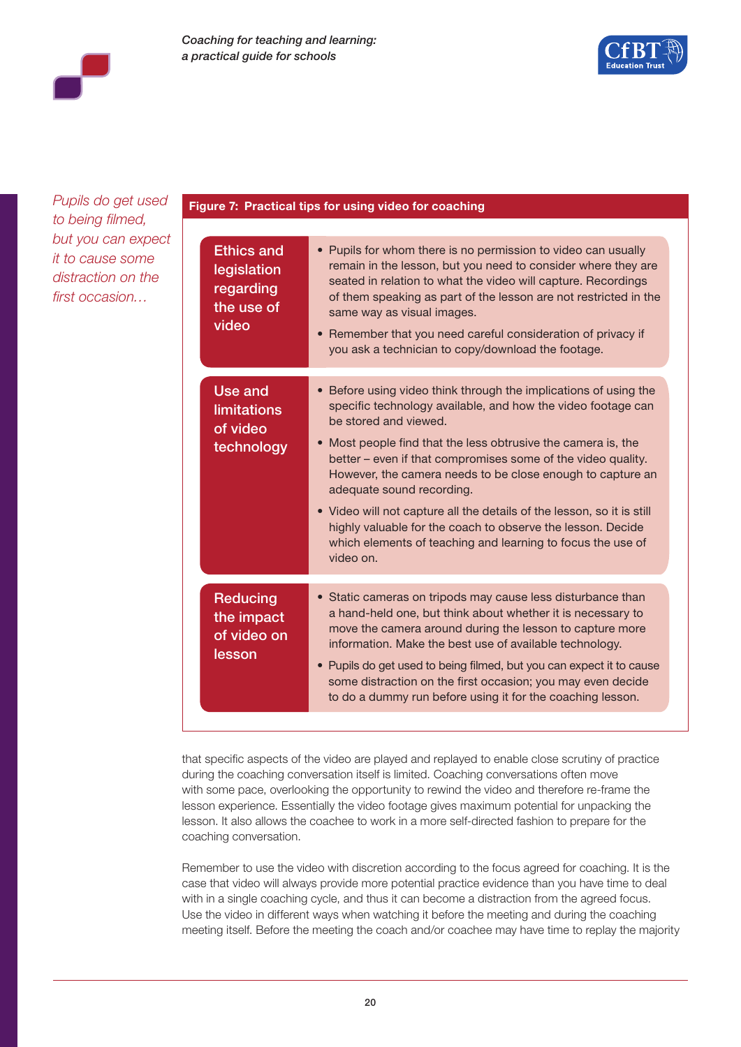*Pupils do get used to being filmed, but you can expect it to cause some distraction on the first occasion…*

**Figure 7: Practical tips for using video for coaching**

| | |
|---|---|
| Ethics and legislation regarding the use of video | • Pupils for whom there is no permission to video can usually remain in the lesson, but you need to consider where they are seated in relation to what the video will capture. Recordings of them speaking as part of the lesson are not restricted in the same way as visual images.<br>• Remember that you need careful consideration of privacy if you ask a technician to copy/download the footage. |
| Use and limitations of video technology | • Before using video think through the implications of using the specific technology available, and how the video footage can be stored and viewed.<br>• Most people find that the less obtrusive the camera is, the better – even if that compromises some of the video quality. However, the camera needs to be close enough to capture an adequate sound recording.<br>• Video will not capture all the details of the lesson, so it is still highly valuable for the coach to observe the lesson. Decide which elements of teaching and learning to focus the use of video on. |
| Reducing the impact of video on lesson | • Static cameras on tripods may cause less disturbance than a hand-held one, but think about whether it is necessary to move the camera around during the lesson to capture more information. Make the best use of available technology.<br>• Pupils do get used to being filmed, but you can expect it to cause some distraction on the first occasion; you may even decide to do a dummy run before using it for the coaching lesson. |

that specific aspects of the video are played and replayed to enable close scrutiny of practice during the coaching conversation itself is limited. Coaching conversations often move with some pace, overlooking the opportunity to rewind the video and therefore re-frame the lesson experience. Essentially the video footage gives maximum potential for unpacking the lesson. It also allows the coachee to work in a more self-directed fashion to prepare for the coaching conversation.

Remember to use the video with discretion according to the focus agreed for coaching. It is the case that video will always provide more potential practice evidence than you have time to deal with in a single coaching cycle, and thus it can become a distraction from the agreed focus. Use the video in different ways when watching it before the meeting and during the coaching meeting itself. Before the meeting the coach and/or coachee may have time to replay the majority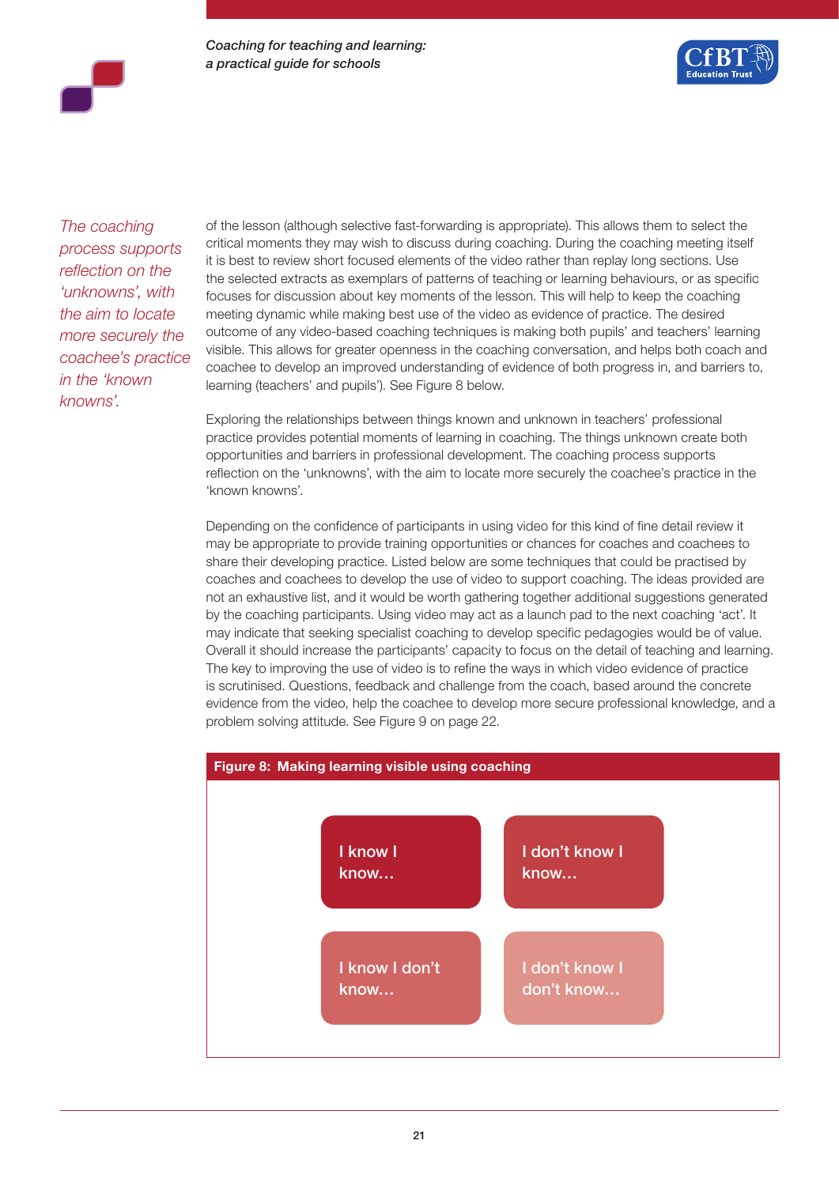*The coaching process supports reflection on the 'unknowns', with the aim to locate more securely the coachee's practice in the 'known knowns'.*

of the lesson (although selective fast-forwarding is appropriate). This allows them to select the critical moments they may wish to discuss during coaching. During the coaching meeting itself it is best to review short focused elements of the video rather than replay long sections. Use the selected extracts as exemplars of patterns of teaching or learning behaviours, or as specific focuses for discussion about key moments of the lesson. This will help to keep the coaching meeting dynamic while making best use of the video as evidence of practice. The desired outcome of any video-based coaching techniques is making both pupils' and teachers' learning visible. This allows for greater openness in the coaching conversation, and helps both coach and coachee to develop an improved understanding of evidence of both progress in, and barriers to, learning (teachers' and pupils'). See Figure 8 below.

Exploring the relationships between things known and unknown in teachers' professional practice provides potential moments of learning in coaching. The things unknown create both opportunities and barriers in professional development. The coaching process supports reflection on the 'unknowns', with the aim to locate more securely the coachee's practice in the 'known knowns'.

Depending on the confidence of participants in using video for this kind of fine detail review it may be appropriate to provide training opportunities or chances for coaches and coachees to share their developing practice. Listed below are some techniques that could be practised by coaches and coachees to develop the use of video to support coaching. The ideas provided are not an exhaustive list, and it would be worth gathering together additional suggestions generated by the coaching participants. Using video may act as a launch pad to the next coaching 'act'. It may indicate that seeking specialist coaching to develop specific pedagogies would be of value. Overall it should increase the participants' capacity to focus on the detail of teaching and learning. The key to improving the use of video is to refine the ways in which video evidence of practice is scrutinised. Questions, feedback and challenge from the coach, based around the concrete evidence from the video, help the coachee to develop more secure professional knowledge, and a problem solving attitude. See Figure 9 on page 22.

**Figure 8: Making learning visible using coaching**

| | |
|---|---|
| I know I know… | I don't know I know… |
| I know I don't know… | I don't know I don't know… |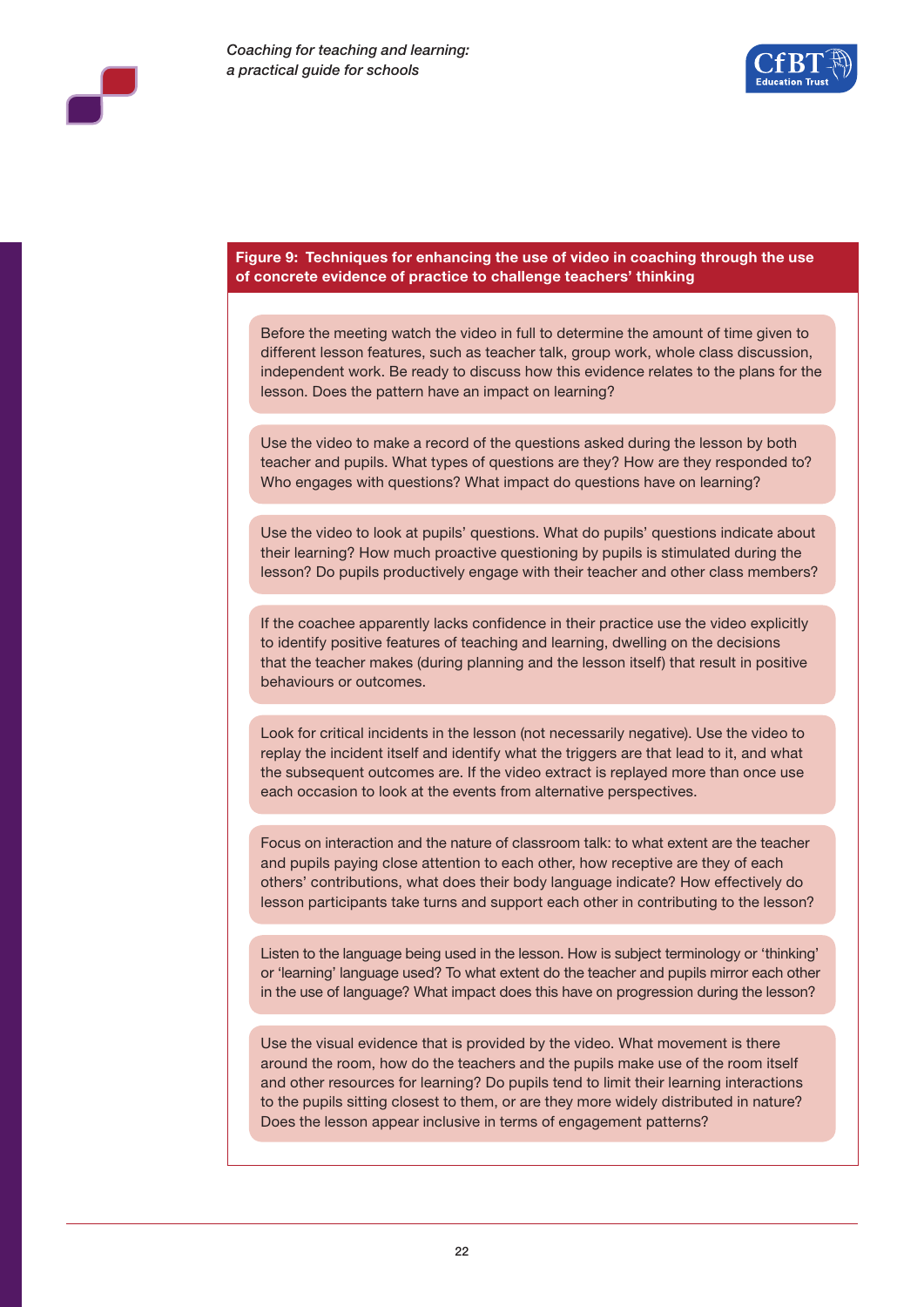**Figure 9: Techniques for enhancing the use of video in coaching through the use of concrete evidence of practice to challenge teachers' thinking**

Before the meeting watch the video in full to determine the amount of time given to different lesson features, such as teacher talk, group work, whole class discussion, independent work. Be ready to discuss how this evidence relates to the plans for the lesson. Does the pattern have an impact on learning?

Use the video to make a record of the questions asked during the lesson by both teacher and pupils. What types of questions are they? How are they responded to? Who engages with questions? What impact do questions have on learning?

Use the video to look at pupils' questions. What do pupils' questions indicate about their learning? How much proactive questioning by pupils is stimulated during the lesson? Do pupils productively engage with their teacher and other class members?

If the coachee apparently lacks confidence in their practice use the video explicitly to identify positive features of teaching and learning, dwelling on the decisions that the teacher makes (during planning and the lesson itself) that result in positive behaviours or outcomes.

Look for critical incidents in the lesson (not necessarily negative). Use the video to replay the incident itself and identify what the triggers are that lead to it, and what the subsequent outcomes are. If the video extract is replayed more than once use each occasion to look at the events from alternative perspectives.

Focus on interaction and the nature of classroom talk: to what extent are the teacher and pupils paying close attention to each other, how receptive are they of each others' contributions, what does their body language indicate? How effectively do lesson participants take turns and support each other in contributing to the lesson?

Listen to the language being used in the lesson. How is subject terminology or 'thinking' or 'learning' language used? To what extent do the teacher and pupils mirror each other in the use of language? What impact does this have on progression during the lesson?

Use the visual evidence that is provided by the video. What movement is there around the room, how do the teachers and the pupils make use of the room itself and other resources for learning? Do pupils tend to limit their learning interactions to the pupils sitting closest to them, or are they more widely distributed in nature? Does the lesson appear inclusive in terms of engagement patterns?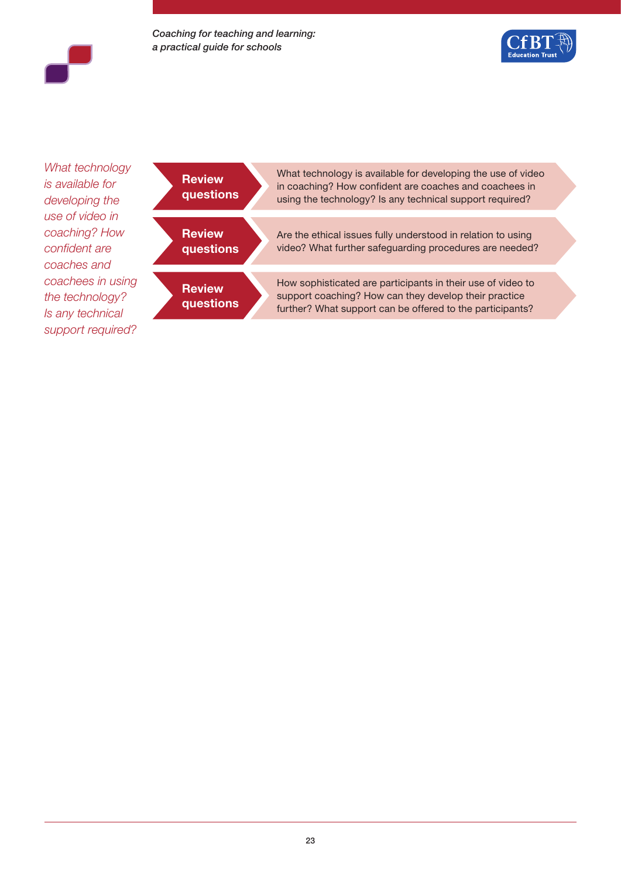*What technology is available for developing the use of video in coaching? How confident are coaches and coachees in using the technology? Is any technical support required?*

**Review questions**

What technology is available for developing the use of video in coaching? How confident are coaches and coachees in using the technology? Is any technical support required?

**Review questions**

Are the ethical issues fully understood in relation to using video? What further safeguarding procedures are needed?

**Review questions**

How sophisticated are participants in their use of video to support coaching? How can they develop their practice further? What support can be offered to the participants?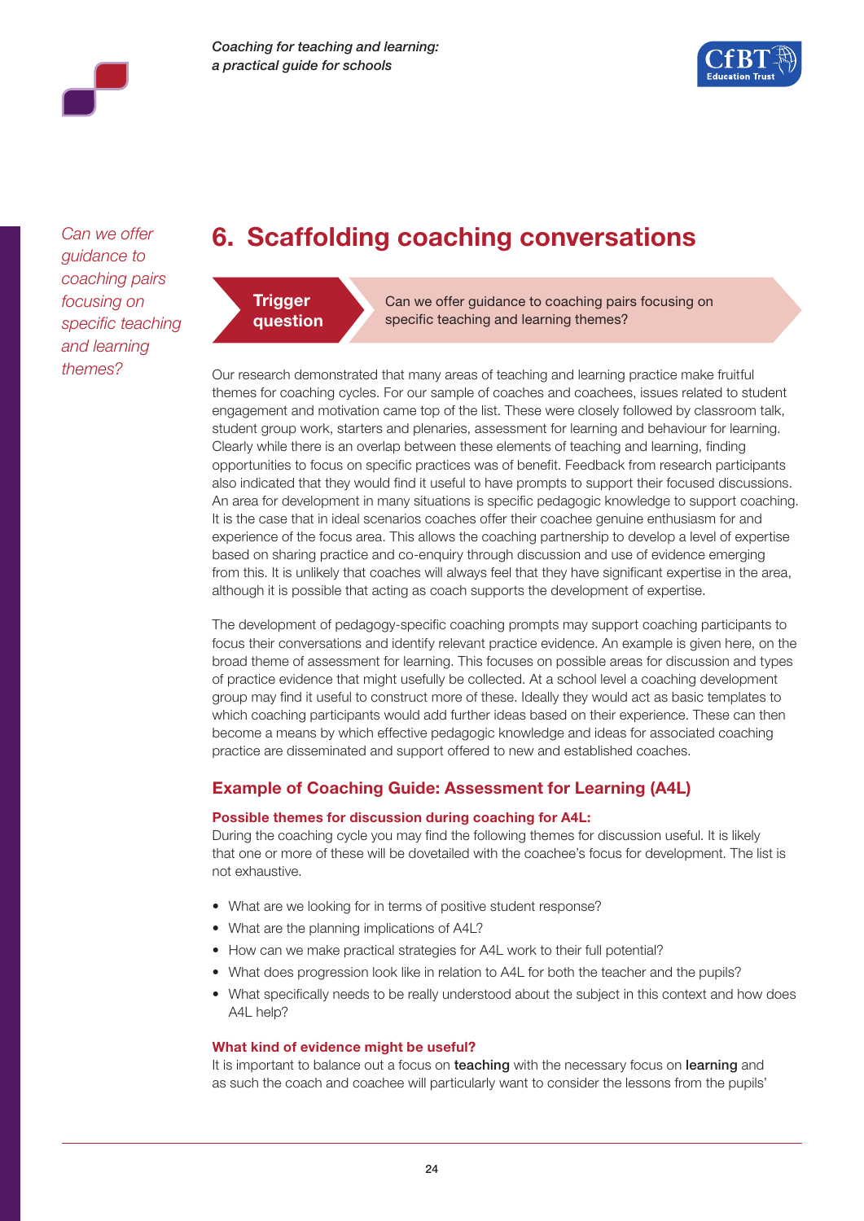*Can we offer guidance to coaching pairs focusing on specific teaching and learning themes?*

# 6. Scaffolding coaching conversations

**Trigger question**

Can we offer guidance to coaching pairs focusing on specific teaching and learning themes?

Our research demonstrated that many areas of teaching and learning practice make fruitful themes for coaching cycles. For our sample of coaches and coachees, issues related to student engagement and motivation came top of the list. These were closely followed by classroom talk, student group work, starters and plenaries, assessment for learning and behaviour for learning. Clearly while there is an overlap between these elements of teaching and learning, finding opportunities to focus on specific practices was of benefit. Feedback from research participants also indicated that they would find it useful to have prompts to support their focused discussions. An area for development in many situations is specific pedagogic knowledge to support coaching. It is the case that in ideal scenarios coaches offer their coachee genuine enthusiasm for and experience of the focus area. This allows the coaching partnership to develop a level of expertise based on sharing practice and co-enquiry through discussion and use of evidence emerging from this. It is unlikely that coaches will always feel that they have significant expertise in the area, although it is possible that acting as coach supports the development of expertise.

The development of pedagogy-specific coaching prompts may support coaching participants to focus their conversations and identify relevant practice evidence. An example is given here, on the broad theme of assessment for learning. This focuses on possible areas for discussion and types of practice evidence that might usefully be collected. At a school level a coaching development group may find it useful to construct more of these. Ideally they would act as basic templates to which coaching participants would add further ideas based on their experience. These can then become a means by which effective pedagogic knowledge and ideas for associated coaching practice are disseminated and support offered to new and established coaches.

## Example of Coaching Guide: Assessment for Learning (A4L)

### Possible themes for discussion during coaching for A4L:

During the coaching cycle you may find the following themes for discussion useful. It is likely that one or more of these will be dovetailed with the coachee's focus for development. The list is not exhaustive.

- What are we looking for in terms of positive student response?
- What are the planning implications of A4L?
- How can we make practical strategies for A4L work to their full potential?
- What does progression look like in relation to A4L for both the teacher and the pupils?
- What specifically needs to be really understood about the subject in this context and how does A4L help?

### What kind of evidence might be useful?

It is important to balance out a focus on **teaching** with the necessary focus on **learning** and as such the coach and coachee will particularly want to consider the lessons from the pupils'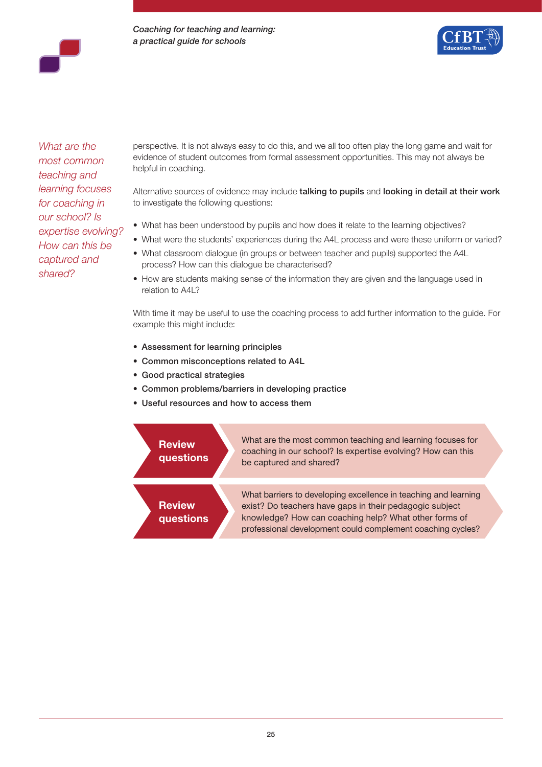*What are the most common teaching and learning focuses for coaching in our school? Is expertise evolving? How can this be captured and shared?*

perspective. It is not always easy to do this, and we all too often play the long game and wait for evidence of student outcomes from formal assessment opportunities. This may not always be helpful in coaching.

Alternative sources of evidence may include **talking to pupils** and **looking in detail at their work** to investigate the following questions:

- What has been understood by pupils and how does it relate to the learning objectives?
- What were the students' experiences during the A4L process and were these uniform or varied?
- What classroom dialogue (in groups or between teacher and pupils) supported the A4L process? How can this dialogue be characterised?
- How are students making sense of the information they are given and the language used in relation to A4L?

With time it may be useful to use the coaching process to add further information to the guide. For example this might include:

- **Assessment for learning principles**
- **Common misconceptions related to A4L**
- **Good practical strategies**
- **Common problems/barriers in developing practice**
- **Useful resources and how to access them**

**Review questions**

What are the most common teaching and learning focuses for coaching in our school? Is expertise evolving? How can this be captured and shared?

**Review questions**

What barriers to developing excellence in teaching and learning exist? Do teachers have gaps in their pedagogic subject knowledge? How can coaching help? What other forms of professional development could complement coaching cycles?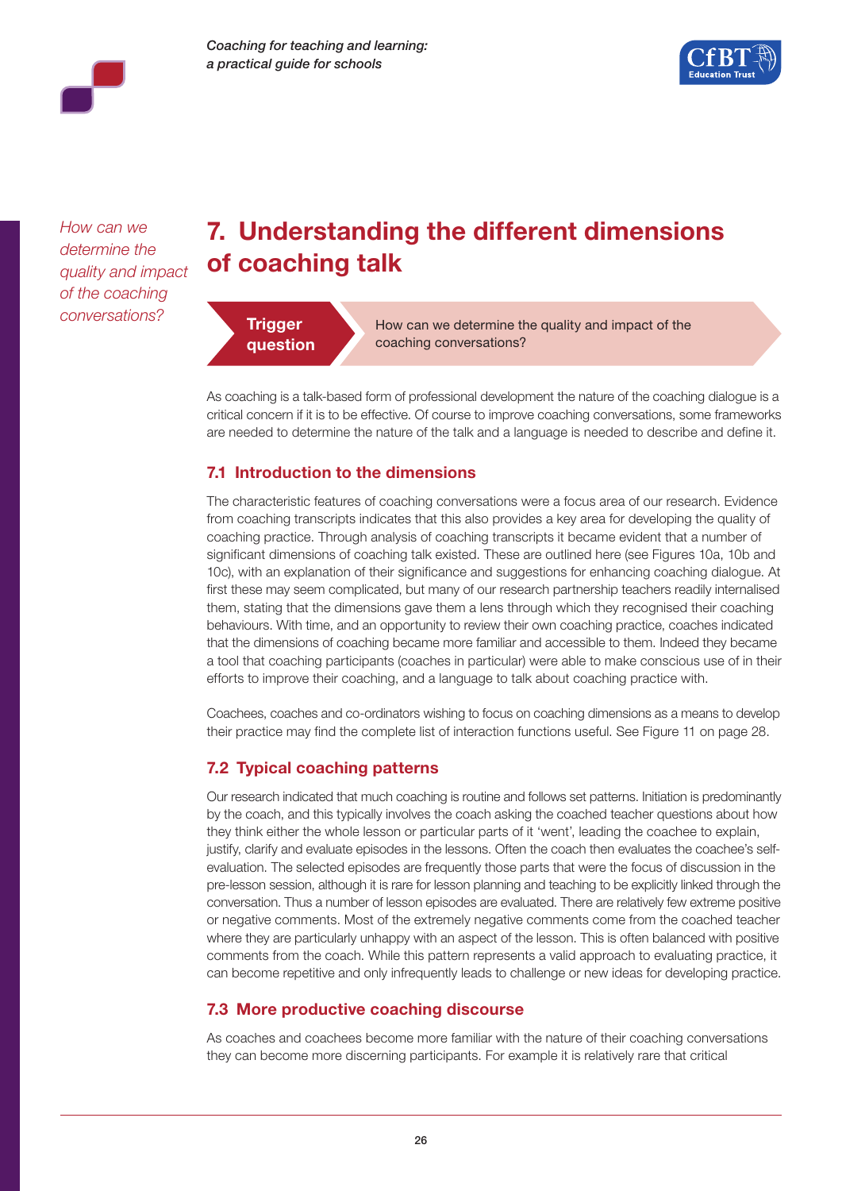*How can we determine the quality and impact of the coaching conversations?*

# 7. Understanding the different dimensions of coaching talk

**Trigger question**

How can we determine the quality and impact of the coaching conversations?

As coaching is a talk-based form of professional development the nature of the coaching dialogue is a critical concern if it is to be effective. Of course to improve coaching conversations, some frameworks are needed to determine the nature of the talk and a language is needed to describe and define it.

## 7.1 Introduction to the dimensions

The characteristic features of coaching conversations were a focus area of our research. Evidence from coaching transcripts indicates that this also provides a key area for developing the quality of coaching practice. Through analysis of coaching transcripts it became evident that a number of significant dimensions of coaching talk existed. These are outlined here (see Figures 10a, 10b and 10c), with an explanation of their significance and suggestions for enhancing coaching dialogue. At first these may seem complicated, but many of our research partnership teachers readily internalised them, stating that the dimensions gave them a lens through which they recognised their coaching behaviours. With time, and an opportunity to review their own coaching practice, coaches indicated that the dimensions of coaching became more familiar and accessible to them. Indeed they became a tool that coaching participants (coaches in particular) were able to make conscious use of in their efforts to improve their coaching, and a language to talk about coaching practice with.

Coachees, coaches and co-ordinators wishing to focus on coaching dimensions as a means to develop their practice may find the complete list of interaction functions useful. See Figure 11 on page 28.

## 7.2 Typical coaching patterns

Our research indicated that much coaching is routine and follows set patterns. Initiation is predominantly by the coach, and this typically involves the coach asking the coached teacher questions about how they think either the whole lesson or particular parts of it 'went', leading the coachee to explain, justify, clarify and evaluate episodes in the lessons. Often the coach then evaluates the coachee's self-evaluation. The selected episodes are frequently those parts that were the focus of discussion in the pre-lesson session, although it is rare for lesson planning and teaching to be explicitly linked through the conversation. Thus a number of lesson episodes are evaluated. There are relatively few extreme positive or negative comments. Most of the extremely negative comments come from the coached teacher where they are particularly unhappy with an aspect of the lesson. This is often balanced with positive comments from the coach. While this pattern represents a valid approach to evaluating practice, it can become repetitive and only infrequently leads to challenge or new ideas for developing practice.

## 7.3 More productive coaching discourse

As coaches and coachees become more familiar with the nature of their coaching conversations they can become more discerning participants. For example it is relatively rare that critical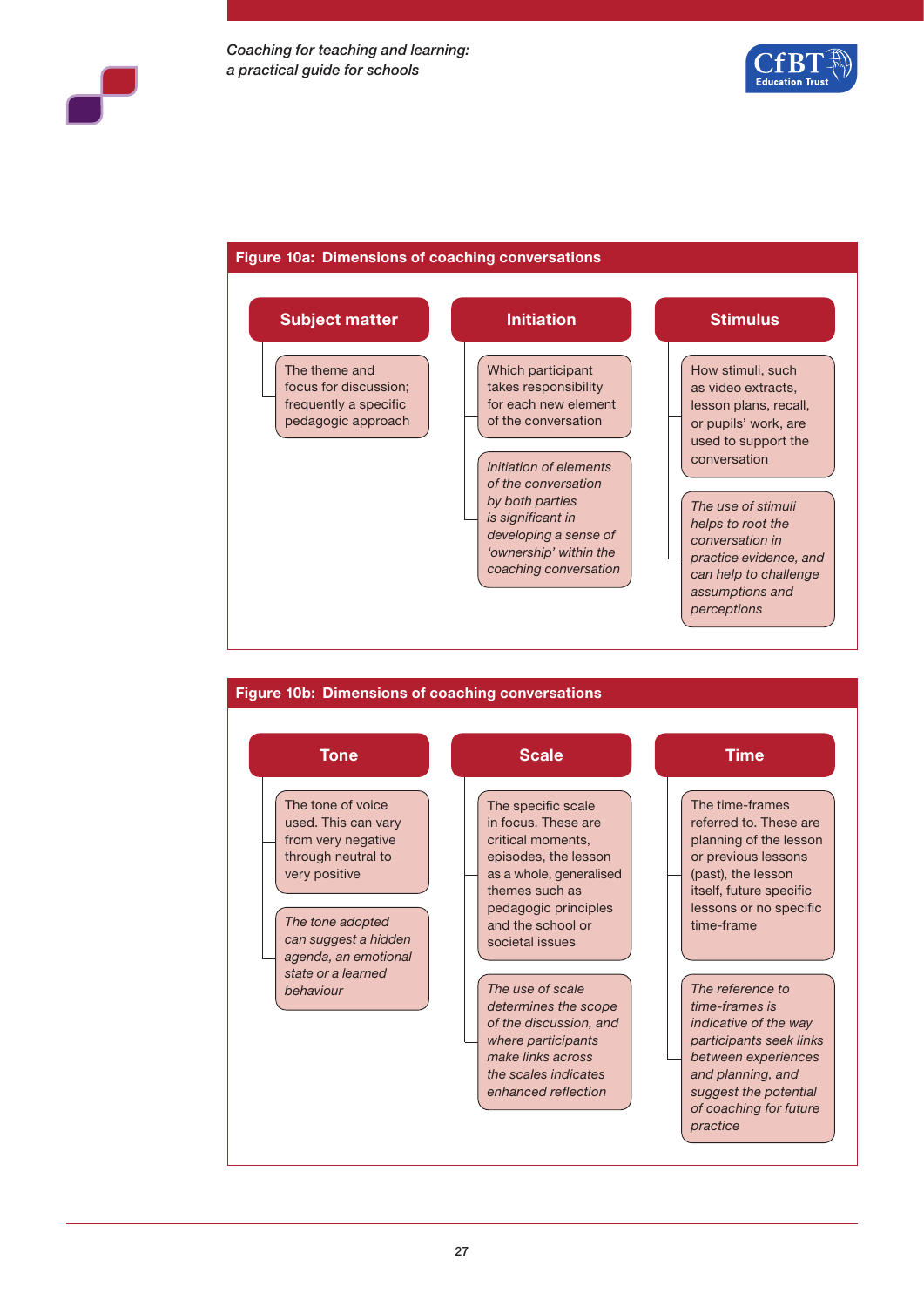**Figure 10a: Dimensions of coaching conversations**

### Subject matter

The theme and focus for discussion; frequently a specific pedagogic approach

### Initiation

Which participant takes responsibility for each new element of the conversation

*Initiation of elements of the conversation by both parties is significant in developing a sense of 'ownership' within the coaching conversation*

### Stimulus

How stimuli, such as video extracts, lesson plans, recall, or pupils' work, are used to support the conversation

*The use of stimuli helps to root the conversation in practice evidence, and can help to challenge assumptions and perceptions*

**Figure 10b: Dimensions of coaching conversations**

### Tone

The tone of voice used. This can vary from very negative through neutral to very positive

*The tone adopted can suggest a hidden agenda, an emotional state or a learned behaviour*

### Scale

The specific scale in focus. These are critical moments, episodes, the lesson as a whole, generalised themes such as pedagogic principles and the school or societal issues

*The use of scale determines the scope of the discussion, and where participants make links across the scales indicates enhanced reflection*

### Time

The time-frames referred to. These are planning of the lesson or previous lessons (past), the lesson itself, future specific lessons or no specific time-frame

*The reference to time-frames is indicative of the way participants seek links between experiences and planning, and suggest the potential of coaching for future practice*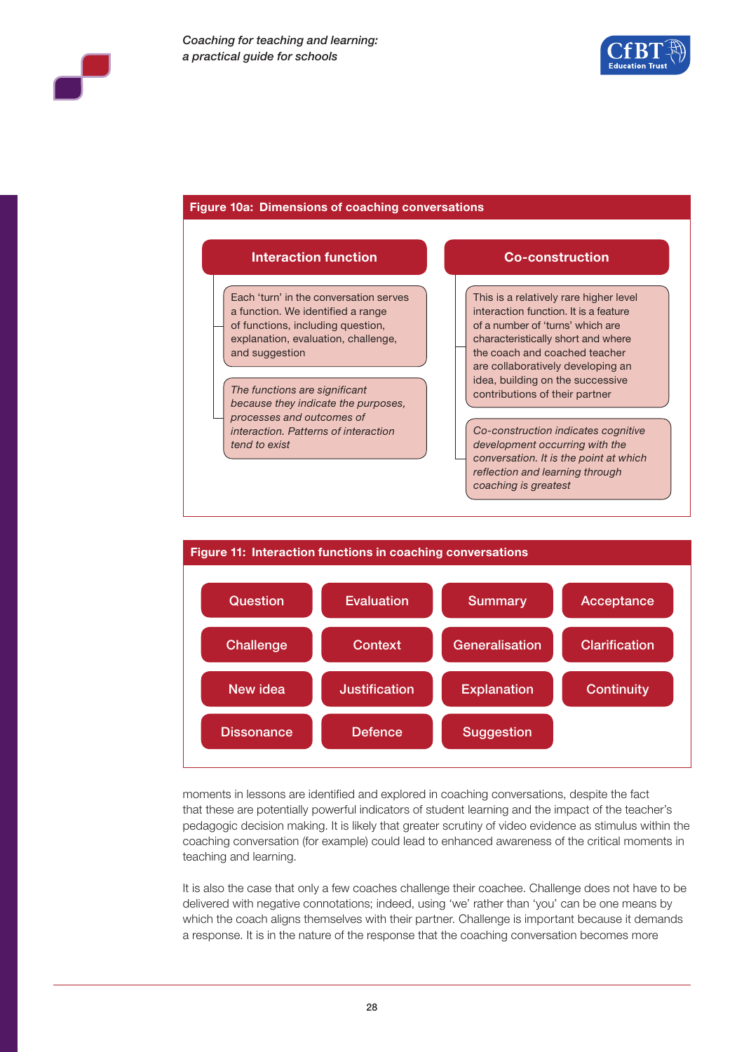**Figure 10a: Dimensions of coaching conversations**

**Interaction function**

Each 'turn' in the conversation serves a function. We identified a range of functions, including question, explanation, evaluation, challenge, and suggestion

*The functions are significant because they indicate the purposes, processes and outcomes of interaction. Patterns of interaction tend to exist*

**Co-construction**

This is a relatively rare higher level interaction function. It is a feature of a number of 'turns' which are characteristically short and where the coach and coached teacher are collaboratively developing an idea, building on the successive contributions of their partner

*Co-construction indicates cognitive development occurring with the conversation. It is the point at which reflection and learning through coaching is greatest*

**Figure 11: Interaction functions in coaching conversations**

| | | | |
|---|---|---|---|
| Question | Evaluation | Summary | Acceptance |
| Challenge | Context | Generalisation | Clarification |
| New idea | Justification | Explanation | Continuity |
| Dissonance | Defence | Suggestion | |

moments in lessons are identified and explored in coaching conversations, despite the fact that these are potentially powerful indicators of student learning and the impact of the teacher's pedagogic decision making. It is likely that greater scrutiny of video evidence as stimulus within the coaching conversation (for example) could lead to enhanced awareness of the critical moments in teaching and learning.

It is also the case that only a few coaches challenge their coachee. Challenge does not have to be delivered with negative connotations; indeed, using 'we' rather than 'you' can be one means by which the coach aligns themselves with their partner. Challenge is important because it demands a response. It is in the nature of the response that the coaching conversation becomes more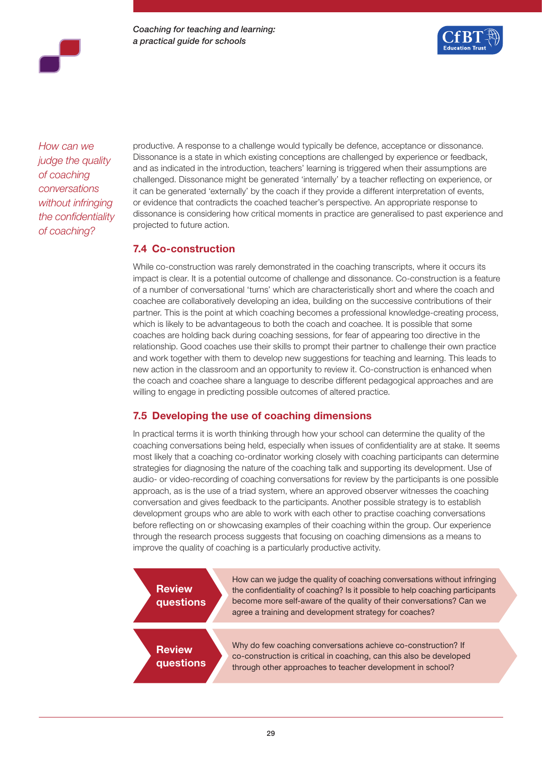*How can we judge the quality of coaching conversations without infringing the confidentiality of coaching?*

productive. A response to a challenge would typically be defence, acceptance or dissonance. Dissonance is a state in which existing conceptions are challenged by experience or feedback, and as indicated in the introduction, teachers' learning is triggered when their assumptions are challenged. Dissonance might be generated 'internally' by a teacher reflecting on experience, or it can be generated 'externally' by the coach if they provide a different interpretation of events, or evidence that contradicts the coached teacher's perspective. An appropriate response to dissonance is considering how critical moments in practice are generalised to past experience and projected to future action.

## 7.4 Co-construction

While co-construction was rarely demonstrated in the coaching transcripts, where it occurs its impact is clear. It is a potential outcome of challenge and dissonance. Co-construction is a feature of a number of conversational 'turns' which are characteristically short and where the coach and coachee are collaboratively developing an idea, building on the successive contributions of their partner. This is the point at which coaching becomes a professional knowledge-creating process, which is likely to be advantageous to both the coach and coachee. It is possible that some coaches are holding back during coaching sessions, for fear of appearing too directive in the relationship. Good coaches use their skills to prompt their partner to challenge their own practice and work together with them to develop new suggestions for teaching and learning. This leads to new action in the classroom and an opportunity to review it. Co-construction is enhanced when the coach and coachee share a language to describe different pedagogical approaches and are willing to engage in predicting possible outcomes of altered practice.

## 7.5 Developing the use of coaching dimensions

In practical terms it is worth thinking through how your school can determine the quality of the coaching conversations being held, especially when issues of confidentiality are at stake. It seems most likely that a coaching co-ordinator working closely with coaching participants can determine strategies for diagnosing the nature of the coaching talk and supporting its development. Use of audio- or video-recording of coaching conversations for review by the participants is one possible approach, as is the use of a triad system, where an approved observer witnesses the coaching conversation and gives feedback to the participants. Another possible strategy is to establish development groups who are able to work with each other to practise coaching conversations before reflecting on or showcasing examples of their coaching within the group. Our experience through the research process suggests that focusing on coaching dimensions as a means to improve the quality of coaching is a particularly productive activity.

**Review questions**

How can we judge the quality of coaching conversations without infringing the confidentiality of coaching? Is it possible to help coaching participants become more self-aware of the quality of their conversations? Can we agree a training and development strategy for coaches?

**Review questions**

Why do few coaching conversations achieve co-construction? If co-construction is critical in coaching, can this also be developed through other approaches to teacher development in school?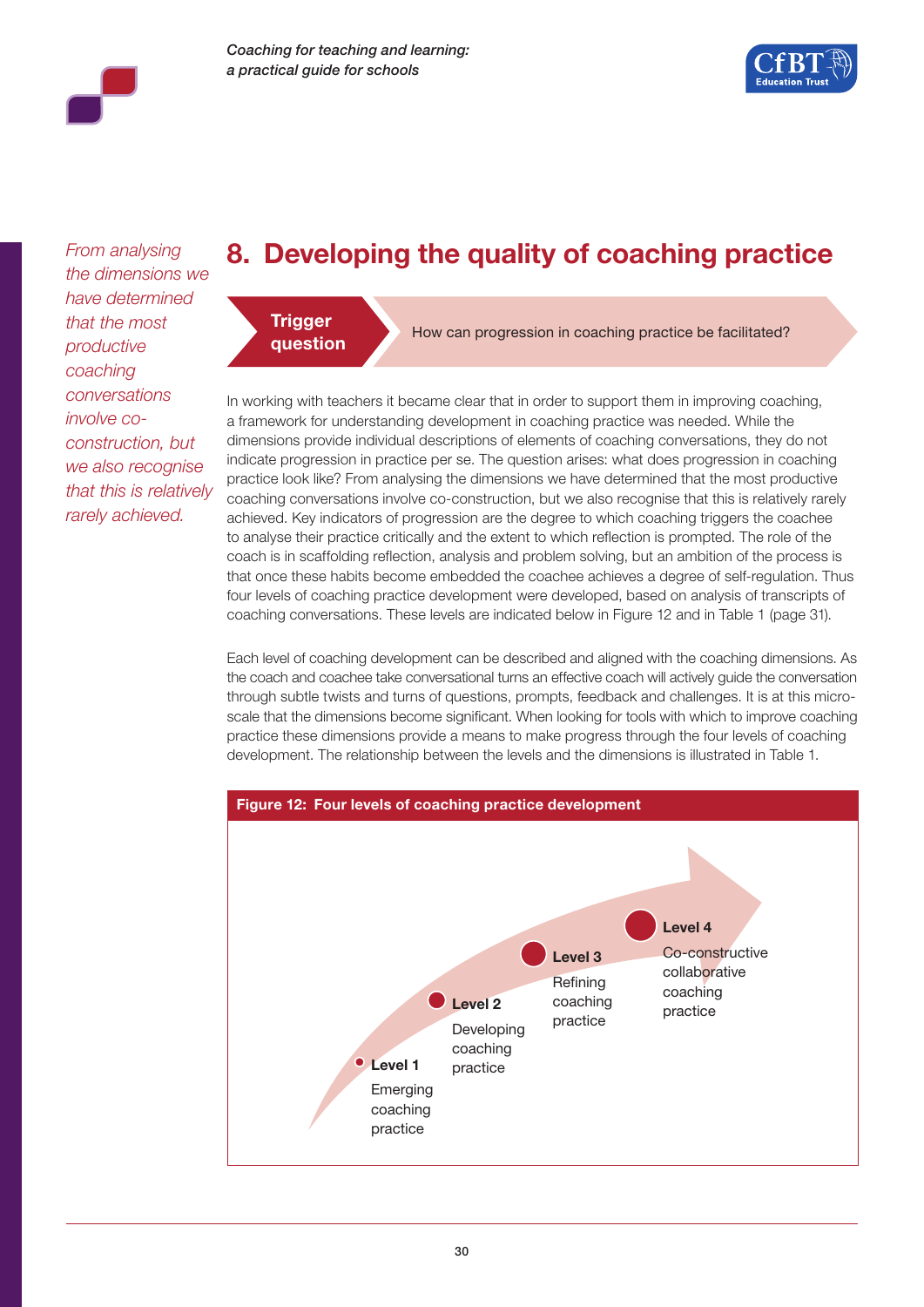*From analysing the dimensions we have determined that the most productive coaching conversations involve co-construction, but we also recognise that this is relatively rarely achieved.*

# 8. Developing the quality of coaching practice

**Trigger question** How can progression in coaching practice be facilitated?

In working with teachers it became clear that in order to support them in improving coaching, a framework for understanding development in coaching practice was needed. While the dimensions provide individual descriptions of elements of coaching conversations, they do not indicate progression in practice per se. The question arises: what does progression in coaching practice look like? From analysing the dimensions we have determined that the most productive coaching conversations involve co-construction, but we also recognise that this is relatively rarely achieved. Key indicators of progression are the degree to which coaching triggers the coachee to analyse their practice critically and the extent to which reflection is prompted. The role of the coach is in scaffolding reflection, analysis and problem solving, but an ambition of the process is that once these habits become embedded the coachee achieves a degree of self-regulation. Thus four levels of coaching practice development were developed, based on analysis of transcripts of coaching conversations. These levels are indicated below in Figure 12 and in Table 1 (page 31).

Each level of coaching development can be described and aligned with the coaching dimensions. As the coach and coachee take conversational turns an effective coach will actively guide the conversation through subtle twists and turns of questions, prompts, feedback and challenges. It is at this micro-scale that the dimensions become significant. When looking for tools with which to improve coaching practice these dimensions provide a means to make progress through the four levels of coaching development. The relationship between the levels and the dimensions is illustrated in Table 1.

**Figure 12: Four levels of coaching practice development**

- **Level 1** Emerging coaching practice
- **Level 2** Developing coaching practice
- **Level 3** Refining coaching practice
- **Level 4** Co-constructive collaborative coaching practice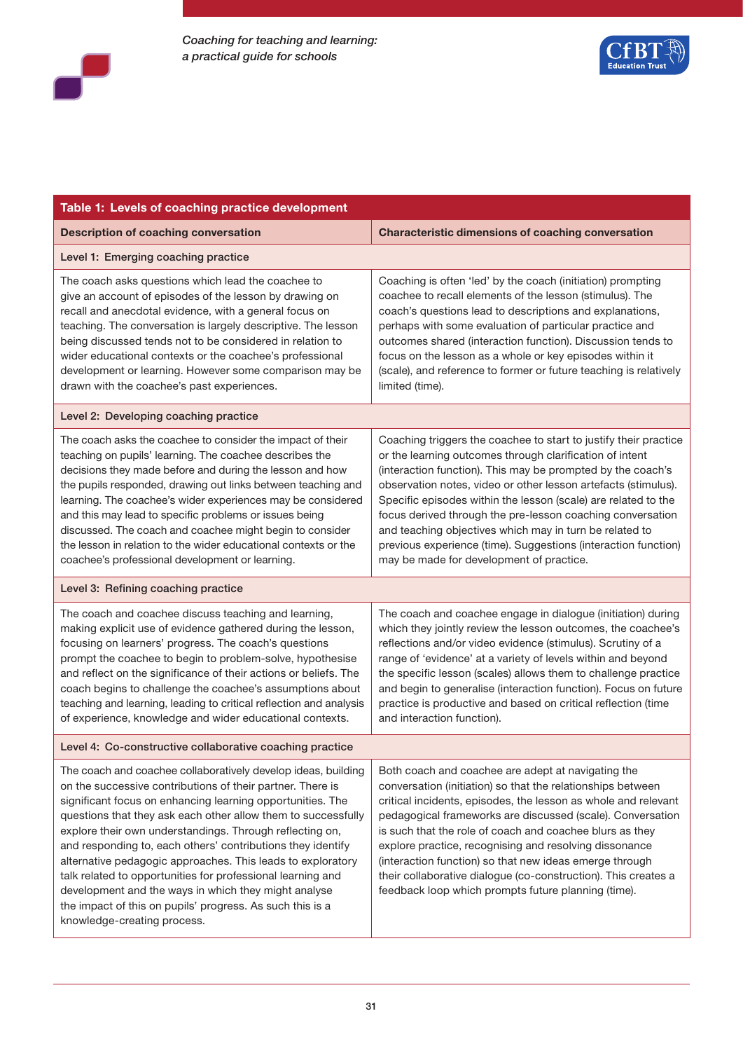| Table 1: Levels of coaching practice development | |
|---|---|
| **Description of coaching conversation** | **Characteristic dimensions of coaching conversation** |
| **Level 1: Emerging coaching practice** | |
| The coach asks questions which lead the coachee to give an account of episodes of the lesson by drawing on recall and anecdotal evidence, with a general focus on teaching. The conversation is largely descriptive. The lesson being discussed tends not to be considered in relation to wider educational contexts or the coachee's professional development or learning. However some comparison may be drawn with the coachee's past experiences. | Coaching is often 'led' by the coach (initiation) prompting coachee to recall elements of the lesson (stimulus). The coach's questions lead to descriptions and explanations, perhaps with some evaluation of particular practice and outcomes shared (interaction function). Discussion tends to focus on the lesson as a whole or key episodes within it (scale), and reference to former or future teaching is relatively limited (time). |
| **Level 2: Developing coaching practice** | |
| The coach asks the coachee to consider the impact of their teaching on pupils' learning. The coachee describes the decisions they made before and during the lesson and how the pupils responded, drawing out links between teaching and learning. The coachee's wider experiences may be considered and this may lead to specific problems or issues being discussed. The coach and coachee might begin to consider the lesson in relation to the wider educational contexts or the coachee's professional development or learning. | Coaching triggers the coachee to start to justify their practice or the learning outcomes through clarification of intent (interaction function). This may be prompted by the coach's observation notes, video or other lesson artefacts (stimulus). Specific episodes within the lesson (scale) are related to the focus derived through the pre-lesson coaching conversation and teaching objectives which may in turn be related to previous experience (time). Suggestions (interaction function) may be made for development of practice. |
| **Level 3: Refining coaching practice** | |
| The coach and coachee discuss teaching and learning, making explicit use of evidence gathered during the lesson, focusing on learners' progress. The coach's questions prompt the coachee to begin to problem-solve, hypothesise and reflect on the significance of their actions or beliefs. The coach begins to challenge the coachee's assumptions about teaching and learning, leading to critical reflection and analysis of experience, knowledge and wider educational contexts. | The coach and coachee engage in dialogue (initiation) during which they jointly review the lesson outcomes, the coachee's reflections and/or video evidence (stimulus). Scrutiny of a range of 'evidence' at a variety of levels within and beyond the specific lesson (scales) allows them to challenge practice and begin to generalise (interaction function). Focus on future practice is productive and based on critical reflection (time and interaction function). |
| **Level 4: Co-constructive collaborative coaching practice** | |
| The coach and coachee collaboratively develop ideas, building on the successive contributions of their partner. There is significant focus on enhancing learning opportunities. The questions that they ask each other allow them to successfully explore their own understandings. Through reflecting on, and responding to, each others' contributions they identify alternative pedagogic approaches. This leads to exploratory talk related to opportunities for professional learning and development and the ways in which they might analyse the impact of this on pupils' progress. As such this is a knowledge-creating process. | Both coach and coachee are adept at navigating the conversation (initiation) so that the relationships between critical incidents, episodes, the lesson as whole and relevant pedagogical frameworks are discussed (scale). Conversation is such that the role of coach and coachee blurs as they explore practice, recognising and resolving dissonance (interaction function) so that new ideas emerge through their collaborative dialogue (co-construction). This creates a feedback loop which prompts future planning (time). |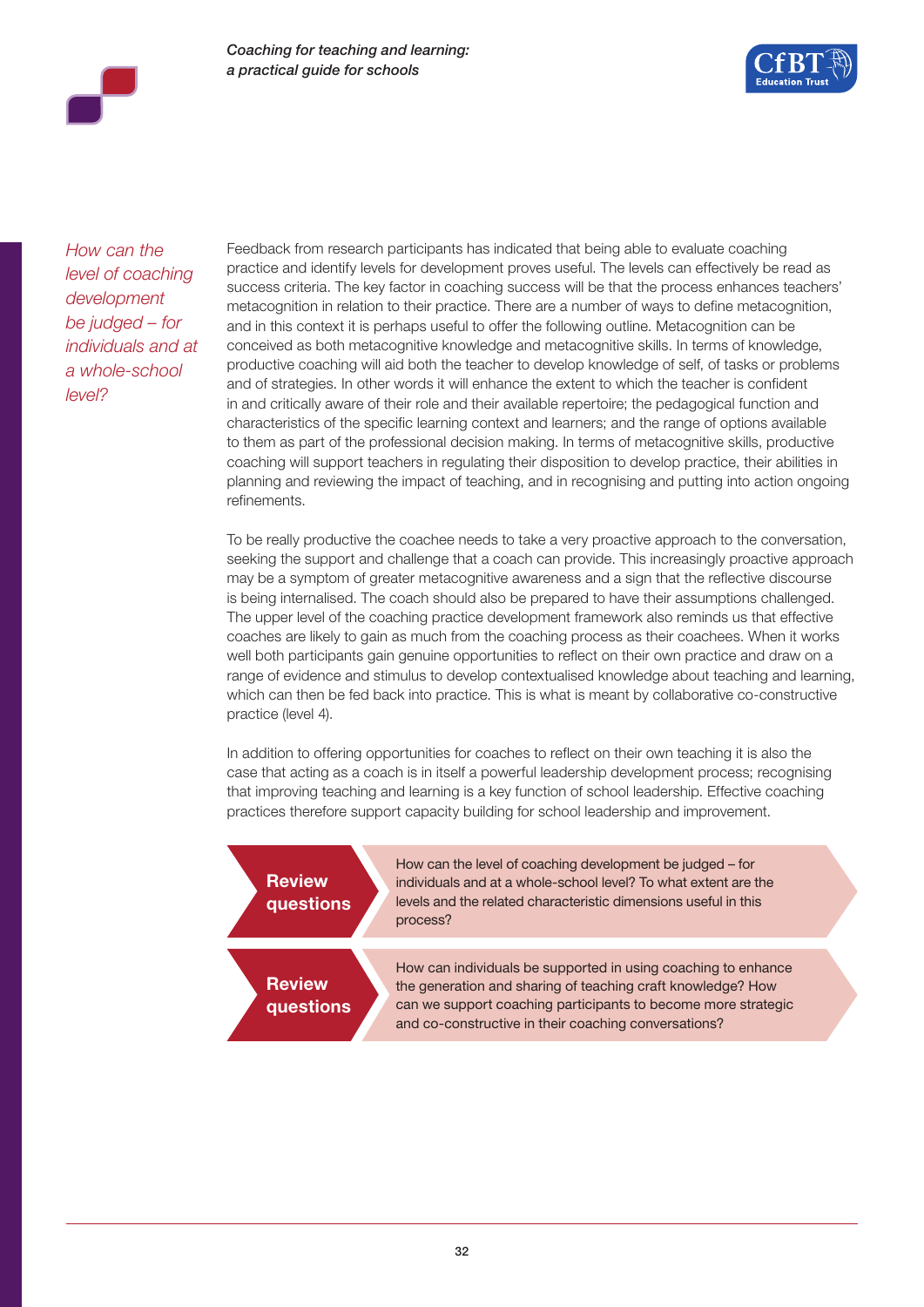*How can the level of coaching development be judged – for individuals and at a whole-school level?*

Feedback from research participants has indicated that being able to evaluate coaching practice and identify levels for development proves useful. The levels can effectively be read as success criteria. The key factor in coaching success will be that the process enhances teachers' metacognition in relation to their practice. There are a number of ways to define metacognition, and in this context it is perhaps useful to offer the following outline. Metacognition can be conceived as both metacognitive knowledge and metacognitive skills. In terms of knowledge, productive coaching will aid both the teacher to develop knowledge of self, of tasks or problems and of strategies. In other words it will enhance the extent to which the teacher is confident in and critically aware of their role and their available repertoire; the pedagogical function and characteristics of the specific learning context and learners; and the range of options available to them as part of the professional decision making. In terms of metacognitive skills, productive coaching will support teachers in regulating their disposition to develop practice, their abilities in planning and reviewing the impact of teaching, and in recognising and putting into action ongoing refinements.

To be really productive the coachee needs to take a very proactive approach to the conversation, seeking the support and challenge that a coach can provide. This increasingly proactive approach may be a symptom of greater metacognitive awareness and a sign that the reflective discourse is being internalised. The coach should also be prepared to have their assumptions challenged. The upper level of the coaching practice development framework also reminds us that effective coaches are likely to gain as much from the coaching process as their coachees. When it works well both participants gain genuine opportunities to reflect on their own practice and draw on a range of evidence and stimulus to develop contextualised knowledge about teaching and learning, which can then be fed back into practice. This is what is meant by collaborative co-constructive practice (level 4).

In addition to offering opportunities for coaches to reflect on their own teaching it is also the case that acting as a coach is in itself a powerful leadership development process; recognising that improving teaching and learning is a key function of school leadership. Effective coaching practices therefore support capacity building for school leadership and improvement.

**Review questions**

How can the level of coaching development be judged – for individuals and at a whole-school level? To what extent are the levels and the related characteristic dimensions useful in this process?

**Review questions**

How can individuals be supported in using coaching to enhance the generation and sharing of teaching craft knowledge? How can we support coaching participants to become more strategic and co-constructive in their coaching conversations?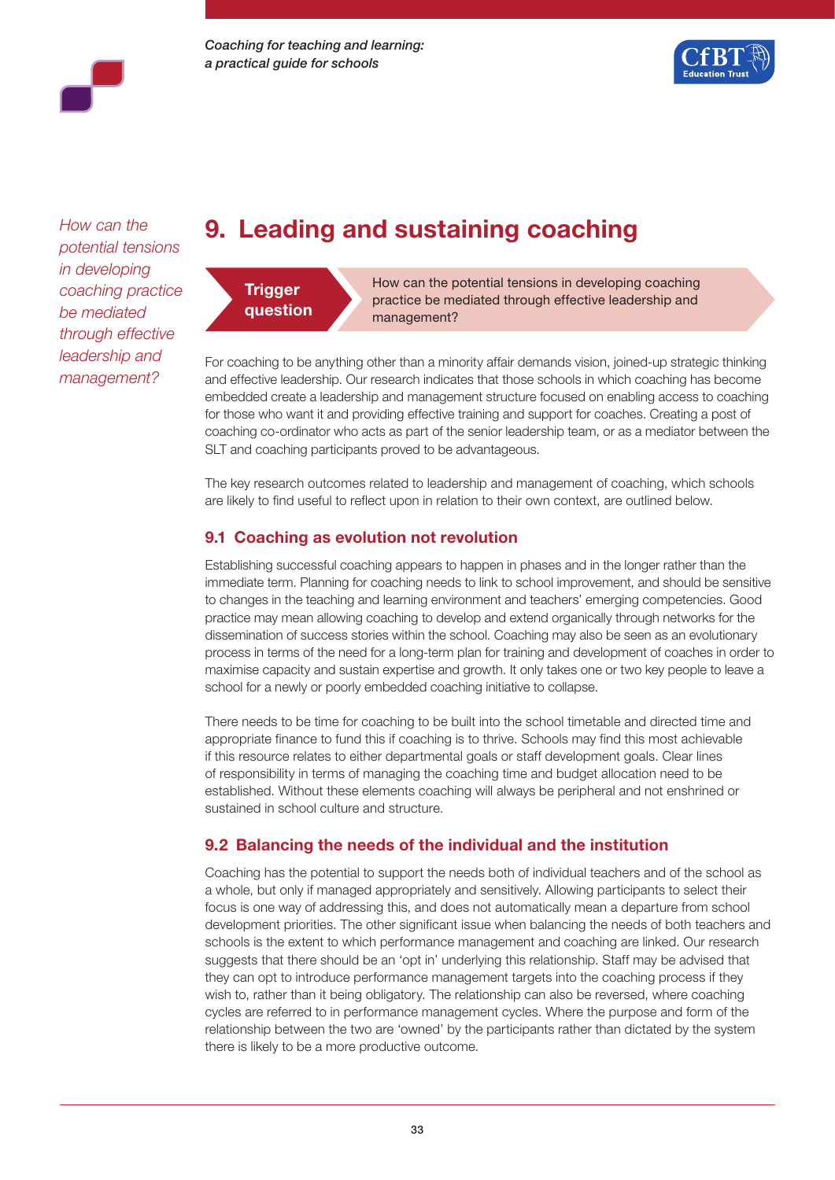*How can the potential tensions in developing coaching practice be mediated through effective leadership and management?*

# 9. Leading and sustaining coaching

**Trigger question**

How can the potential tensions in developing coaching practice be mediated through effective leadership and management?

For coaching to be anything other than a minority affair demands vision, joined-up strategic thinking and effective leadership. Our research indicates that those schools in which coaching has become embedded create a leadership and management structure focused on enabling access to coaching for those who want it and providing effective training and support for coaches. Creating a post of coaching co-ordinator who acts as part of the senior leadership team, or as a mediator between the SLT and coaching participants proved to be advantageous.

The key research outcomes related to leadership and management of coaching, which schools are likely to find useful to reflect upon in relation to their own context, are outlined below.

## 9.1 Coaching as evolution not revolution

Establishing successful coaching appears to happen in phases and in the longer rather than the immediate term. Planning for coaching needs to link to school improvement, and should be sensitive to changes in the teaching and learning environment and teachers' emerging competencies. Good practice may mean allowing coaching to develop and extend organically through networks for the dissemination of success stories within the school. Coaching may also be seen as an evolutionary process in terms of the need for a long-term plan for training and development of coaches in order to maximise capacity and sustain expertise and growth. It only takes one or two key people to leave a school for a newly or poorly embedded coaching initiative to collapse.

There needs to be time for coaching to be built into the school timetable and directed time and appropriate finance to fund this if coaching is to thrive. Schools may find this most achievable if this resource relates to either departmental goals or staff development goals. Clear lines of responsibility in terms of managing the coaching time and budget allocation need to be established. Without these elements coaching will always be peripheral and not enshrined or sustained in school culture and structure.

## 9.2 Balancing the needs of the individual and the institution

Coaching has the potential to support the needs both of individual teachers and of the school as a whole, but only if managed appropriately and sensitively. Allowing participants to select their focus is one way of addressing this, and does not automatically mean a departure from school development priorities. The other significant issue when balancing the needs of both teachers and schools is the extent to which performance management and coaching are linked. Our research suggests that there should be an 'opt in' underlying this relationship. Staff may be advised that they can opt to introduce performance management targets into the coaching process if they wish to, rather than it being obligatory. The relationship can also be reversed, where coaching cycles are referred to in performance management cycles. Where the purpose and form of the relationship between the two are 'owned' by the participants rather than dictated by the system there is likely to be a more productive outcome.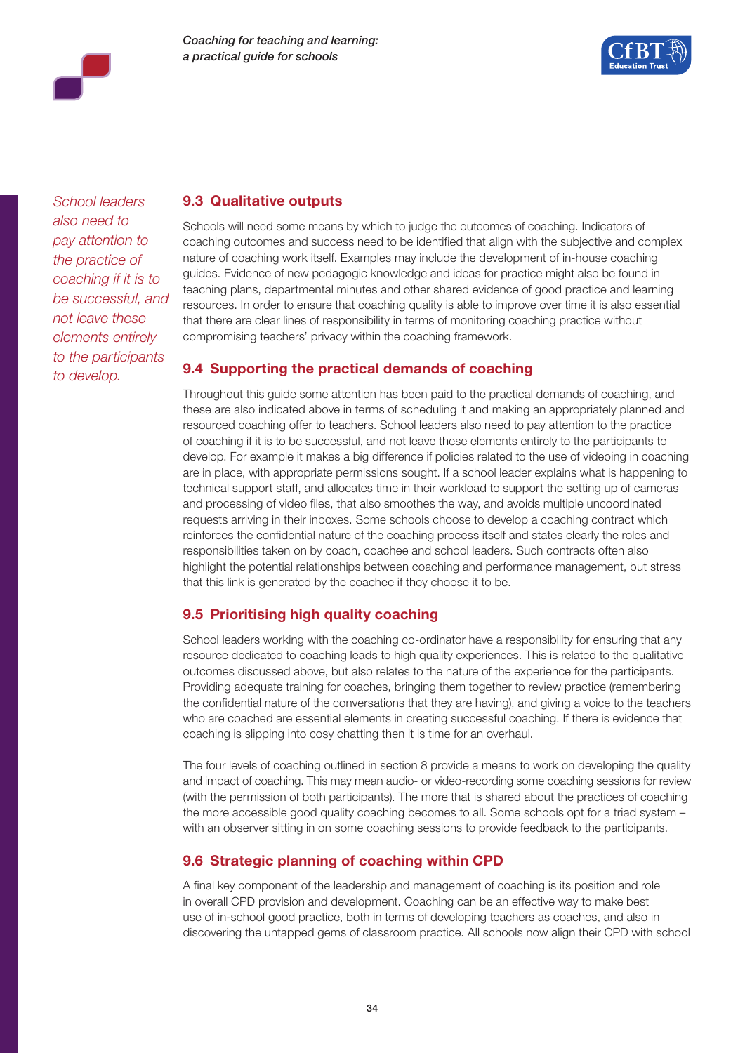*School leaders also need to pay attention to the practice of coaching if it is to be successful, and not leave these elements entirely to the participants to develop.*

## 9.3 Qualitative outputs

Schools will need some means by which to judge the outcomes of coaching. Indicators of coaching outcomes and success need to be identified that align with the subjective and complex nature of coaching work itself. Examples may include the development of in-house coaching guides. Evidence of new pedagogic knowledge and ideas for practice might also be found in teaching plans, departmental minutes and other shared evidence of good practice and learning resources. In order to ensure that coaching quality is able to improve over time it is also essential that there are clear lines of responsibility in terms of monitoring coaching practice without compromising teachers' privacy within the coaching framework.

## 9.4 Supporting the practical demands of coaching

Throughout this guide some attention has been paid to the practical demands of coaching, and these are also indicated above in terms of scheduling it and making an appropriately planned and resourced coaching offer to teachers. School leaders also need to pay attention to the practice of coaching if it is to be successful, and not leave these elements entirely to the participants to develop. For example it makes a big difference if policies related to the use of videoing in coaching are in place, with appropriate permissions sought. If a school leader explains what is happening to technical support staff, and allocates time in their workload to support the setting up of cameras and processing of video files, that also smoothes the way, and avoids multiple uncoordinated requests arriving in their inboxes. Some schools choose to develop a coaching contract which reinforces the confidential nature of the coaching process itself and states clearly the roles and responsibilities taken on by coach, coachee and school leaders. Such contracts often also highlight the potential relationships between coaching and performance management, but stress that this link is generated by the coachee if they choose it to be.

## 9.5 Prioritising high quality coaching

School leaders working with the coaching co-ordinator have a responsibility for ensuring that any resource dedicated to coaching leads to high quality experiences. This is related to the qualitative outcomes discussed above, but also relates to the nature of the experience for the participants. Providing adequate training for coaches, bringing them together to review practice (remembering the confidential nature of the conversations that they are having), and giving a voice to the teachers who are coached are essential elements in creating successful coaching. If there is evidence that coaching is slipping into cosy chatting then it is time for an overhaul.

The four levels of coaching outlined in section 8 provide a means to work on developing the quality and impact of coaching. This may mean audio- or video-recording some coaching sessions for review (with the permission of both participants). The more that is shared about the practices of coaching the more accessible good quality coaching becomes to all. Some schools opt for a triad system – with an observer sitting in on some coaching sessions to provide feedback to the participants.

## 9.6 Strategic planning of coaching within CPD

A final key component of the leadership and management of coaching is its position and role in overall CPD provision and development. Coaching can be an effective way to make best use of in-school good practice, both in terms of developing teachers as coaches, and also in discovering the untapped gems of classroom practice. All schools now align their CPD with school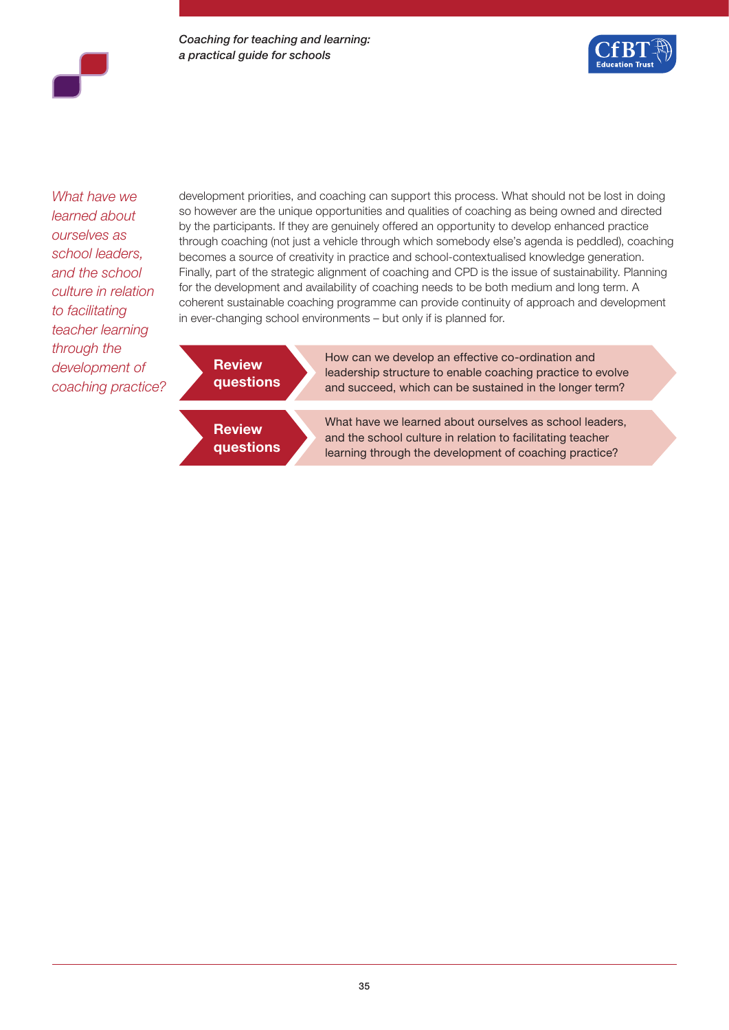*What have we learned about ourselves as school leaders, and the school culture in relation to facilitating teacher learning through the development of coaching practice?*

development priorities, and coaching can support this process. What should not be lost in doing so however are the unique opportunities and qualities of coaching as being owned and directed by the participants. If they are genuinely offered an opportunity to develop enhanced practice through coaching (not just a vehicle through which somebody else's agenda is peddled), coaching becomes a source of creativity in practice and school-contextualised knowledge generation. Finally, part of the strategic alignment of coaching and CPD is the issue of sustainability. Planning for the development and availability of coaching needs to be both medium and long term. A coherent sustainable coaching programme can provide continuity of approach and development in ever-changing school environments – but only if is planned for.

**Review questions**

How can we develop an effective co-ordination and leadership structure to enable coaching practice to evolve and succeed, which can be sustained in the longer term?

**Review questions**

What have we learned about ourselves as school leaders, and the school culture in relation to facilitating teacher learning through the development of coaching practice?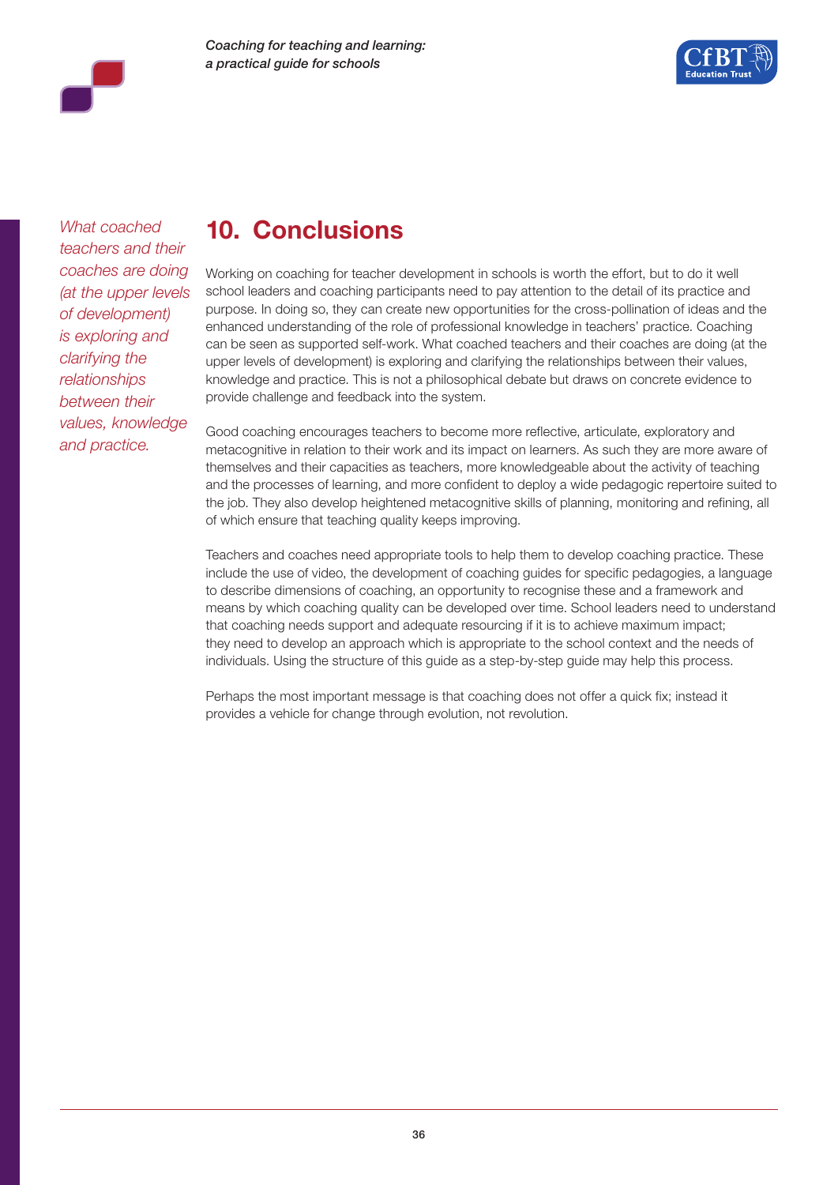*What coached teachers and their coaches are doing (at the upper levels of development) is exploring and clarifying the relationships between their values, knowledge and practice.*

## 10. Conclusions

Working on coaching for teacher development in schools is worth the effort, but to do it well school leaders and coaching participants need to pay attention to the detail of its practice and purpose. In doing so, they can create new opportunities for the cross-pollination of ideas and the enhanced understanding of the role of professional knowledge in teachers' practice. Coaching can be seen as supported self-work. What coached teachers and their coaches are doing (at the upper levels of development) is exploring and clarifying the relationships between their values, knowledge and practice. This is not a philosophical debate but draws on concrete evidence to provide challenge and feedback into the system.

Good coaching encourages teachers to become more reflective, articulate, exploratory and metacognitive in relation to their work and its impact on learners. As such they are more aware of themselves and their capacities as teachers, more knowledgeable about the activity of teaching and the processes of learning, and more confident to deploy a wide pedagogic repertoire suited to the job. They also develop heightened metacognitive skills of planning, monitoring and refining, all of which ensure that teaching quality keeps improving.

Teachers and coaches need appropriate tools to help them to develop coaching practice. These include the use of video, the development of coaching guides for specific pedagogies, a language to describe dimensions of coaching, an opportunity to recognise these and a framework and means by which coaching quality can be developed over time. School leaders need to understand that coaching needs support and adequate resourcing if it is to achieve maximum impact; they need to develop an approach which is appropriate to the school context and the needs of individuals. Using the structure of this guide as a step-by-step guide may help this process.

Perhaps the most important message is that coaching does not offer a quick fix; instead it provides a vehicle for change through evolution, not revolution.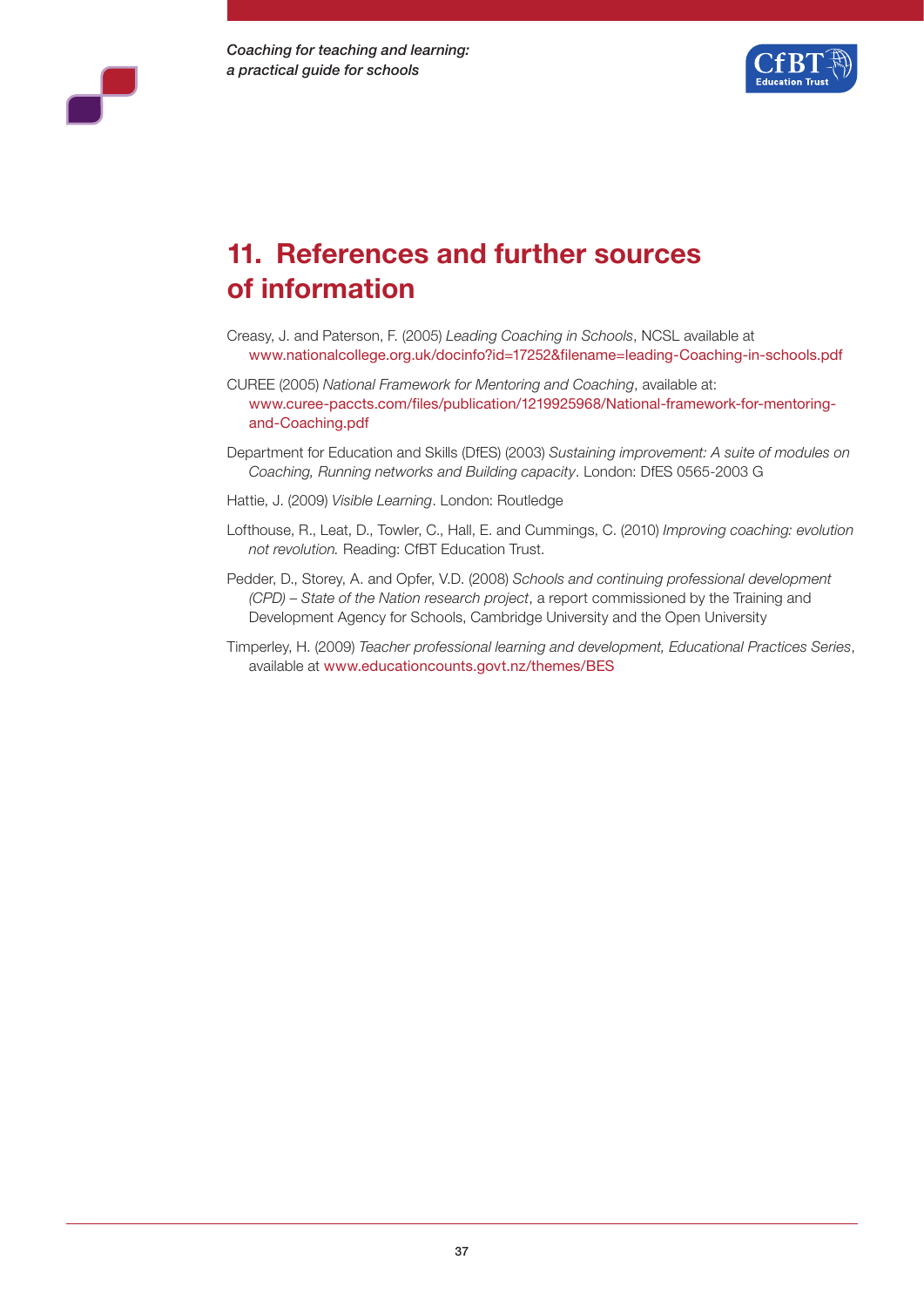# 11. References and further sources of information

Creasy, J. and Paterson, F. (2005) *Leading Coaching in Schools*, NCSL available at www.nationalcollege.org.uk/docinfo?id=17252&filename=leading-Coaching-in-schools.pdf

CUREE (2005) *National Framework for Mentoring and Coaching*, available at: www.curee-paccts.com/files/publication/1219925968/National-framework-for-mentoring-and-Coaching.pdf

Department for Education and Skills (DfES) (2003) *Sustaining improvement: A suite of modules on Coaching, Running networks and Building capacity*. London: DfES 0565-2003 G

Hattie, J. (2009) *Visible Learning*. London: Routledge

Lofthouse, R., Leat, D., Towler, C., Hall, E. and Cummings, C. (2010) *Improving coaching: evolution not revolution.* Reading: CfBT Education Trust.

Pedder, D., Storey, A. and Opfer, V.D. (2008) *Schools and continuing professional development (CPD) – State of the Nation research project*, a report commissioned by the Training and Development Agency for Schools, Cambridge University and the Open University

Timperley, H. (2009) *Teacher professional learning and development, Educational Practices Series*, available at www.educationcounts.govt.nz/themes/BES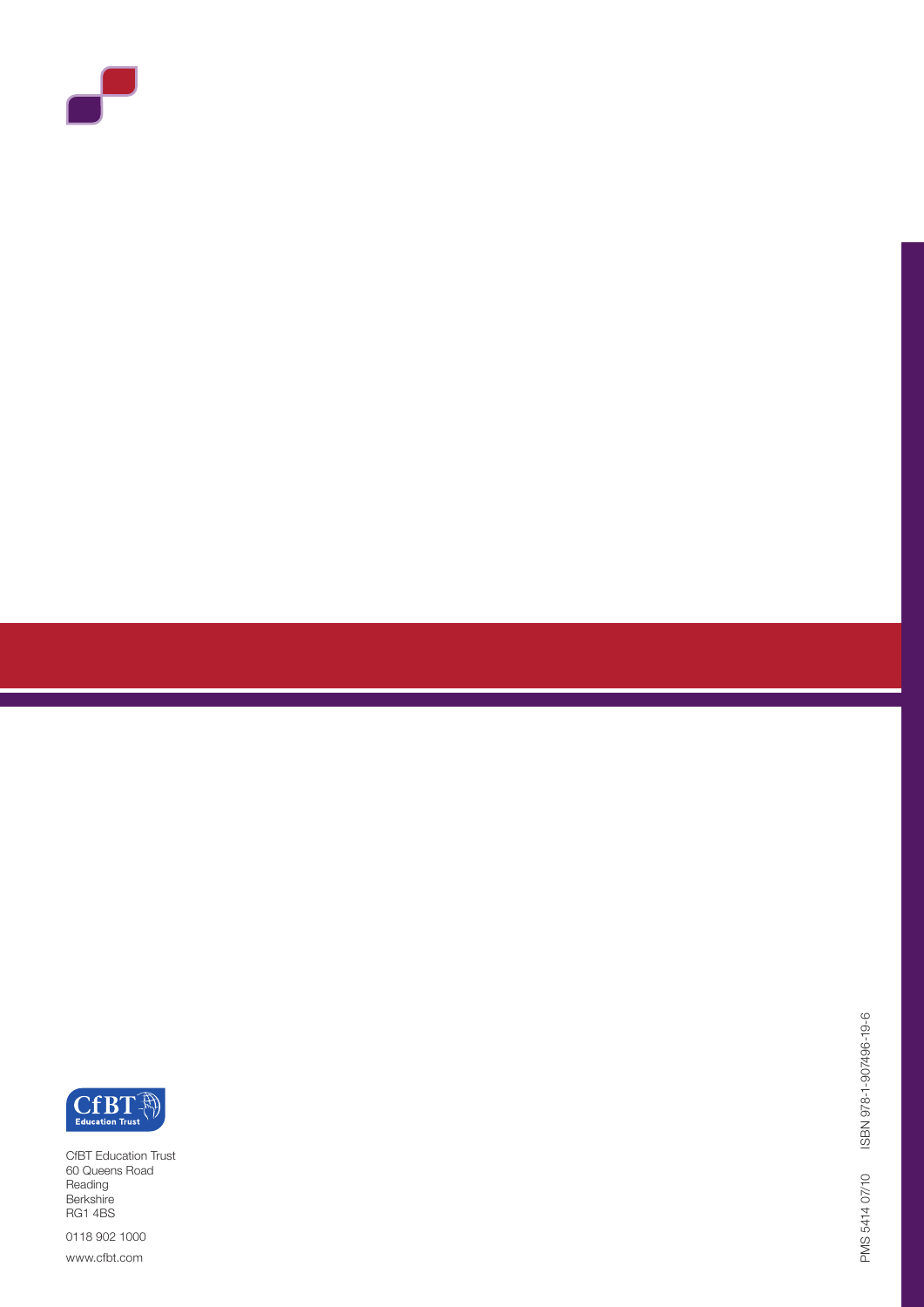CfBT Education Trust
60 Queens Road
Reading
Berkshire
RG1 4BS

0118 902 1000

www.cfbt.com

PMS 5414 07/10 ISBN 978-1-907496-19-6